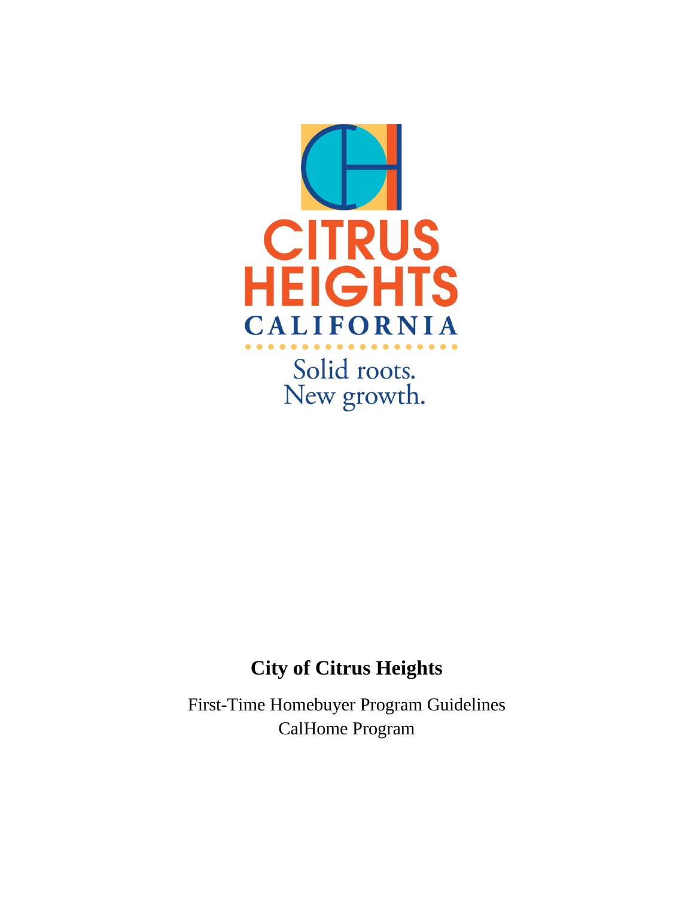CITRUS HEIGHTS

CALIFORNIA

Solid roots.
New growth.

# City of Citrus Heights

First-Time Homebuyer Program Guidelines
CalHome Program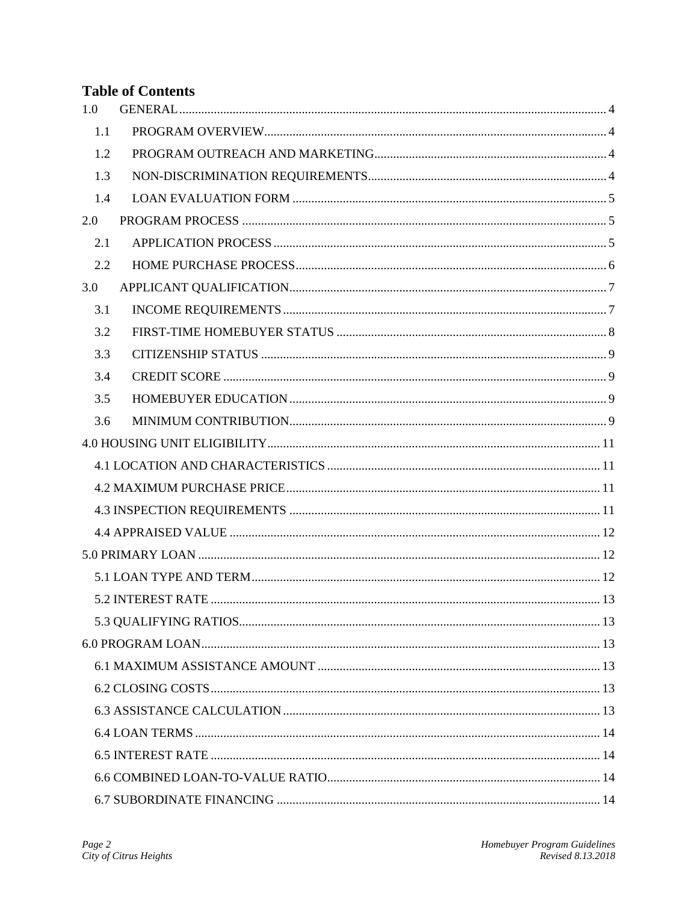## Table of Contents

- 1.0 GENERAL ... 4
  - 1.1 PROGRAM OVERVIEW ... 4
  - 1.2 PROGRAM OUTREACH AND MARKETING ... 4
  - 1.3 NON-DISCRIMINATION REQUIREMENTS ... 4
  - 1.4 LOAN EVALUATION FORM ... 5
- 2.0 PROGRAM PROCESS ... 5
  - 2.1 APPLICATION PROCESS ... 5
  - 2.2 HOME PURCHASE PROCESS ... 6
- 3.0 APPLICANT QUALIFICATION ... 7
  - 3.1 INCOME REQUIREMENTS ... 7
  - 3.2 FIRST-TIME HOMEBUYER STATUS ... 8
  - 3.3 CITIZENSHIP STATUS ... 9
  - 3.4 CREDIT SCORE ... 9
  - 3.5 HOMEBUYER EDUCATION ... 9
  - 3.6 MINIMUM CONTRIBUTION ... 9
- 4.0 HOUSING UNIT ELIGIBILITY ... 11
  - 4.1 LOCATION AND CHARACTERISTICS ... 11
  - 4.2 MAXIMUM PURCHASE PRICE ... 11
  - 4.3 INSPECTION REQUIREMENTS ... 11
  - 4.4 APPRAISED VALUE ... 12
- 5.0 PRIMARY LOAN ... 12
  - 5.1 LOAN TYPE AND TERM ... 12
  - 5.2 INTEREST RATE ... 13
  - 5.3 QUALIFYING RATIOS ... 13
- 6.0 PROGRAM LOAN ... 13
  - 6.1 MAXIMUM ASSISTANCE AMOUNT ... 13
  - 6.2 CLOSING COSTS ... 13
  - 6.3 ASSISTANCE CALCULATION ... 13
  - 6.4 LOAN TERMS ... 14
  - 6.5 INTEREST RATE ... 14
  - 6.6 COMBINED LOAN-TO-VALUE RATIO ... 14
  - 6.7 SUBORDINATE FINANCING ... 14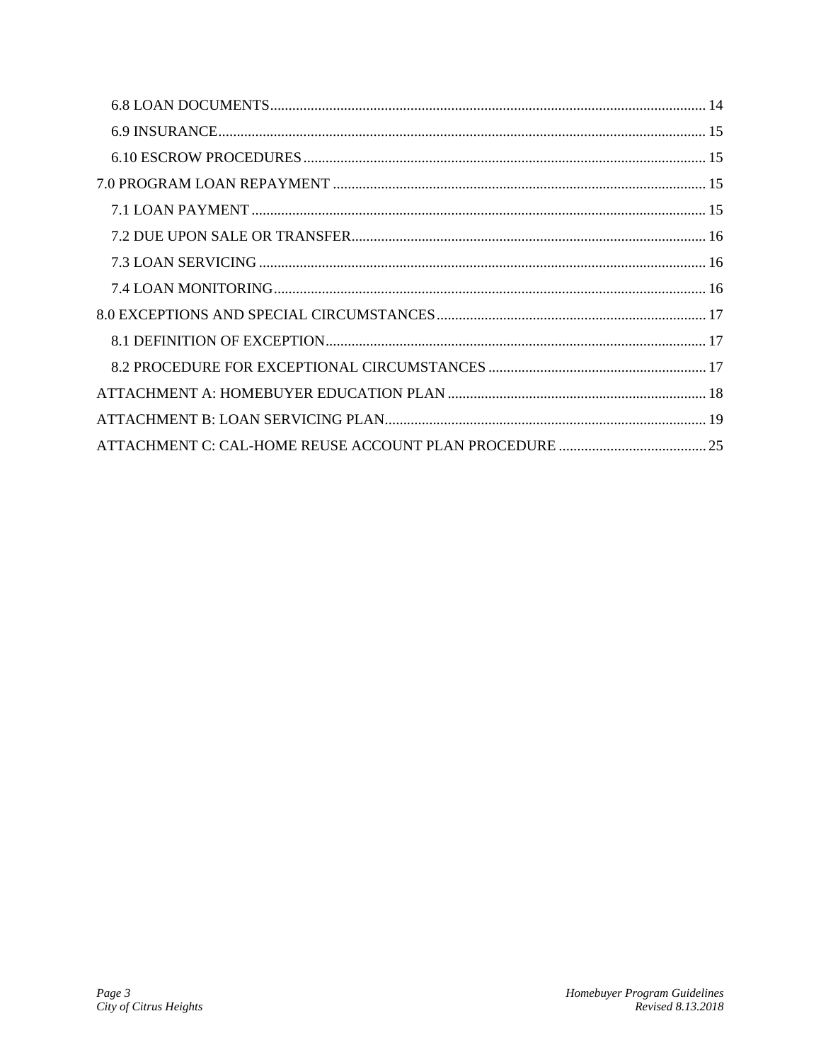6.8 LOAN DOCUMENTS ..... 14
6.9 INSURANCE ..... 15
6.10 ESCROW PROCEDURES ..... 15
7.0 PROGRAM LOAN REPAYMENT ..... 15
7.1 LOAN PAYMENT ..... 15
7.2 DUE UPON SALE OR TRANSFER ..... 16
7.3 LOAN SERVICING ..... 16
7.4 LOAN MONITORING ..... 16
8.0 EXCEPTIONS AND SPECIAL CIRCUMSTANCES ..... 17
8.1 DEFINITION OF EXCEPTION ..... 17
8.2 PROCEDURE FOR EXCEPTIONAL CIRCUMSTANCES ..... 17
ATTACHMENT A: HOMEBUYER EDUCATION PLAN ..... 18
ATTACHMENT B: LOAN SERVICING PLAN ..... 19
ATTACHMENT C: CAL-HOME REUSE ACCOUNT PLAN PROCEDURE ..... 25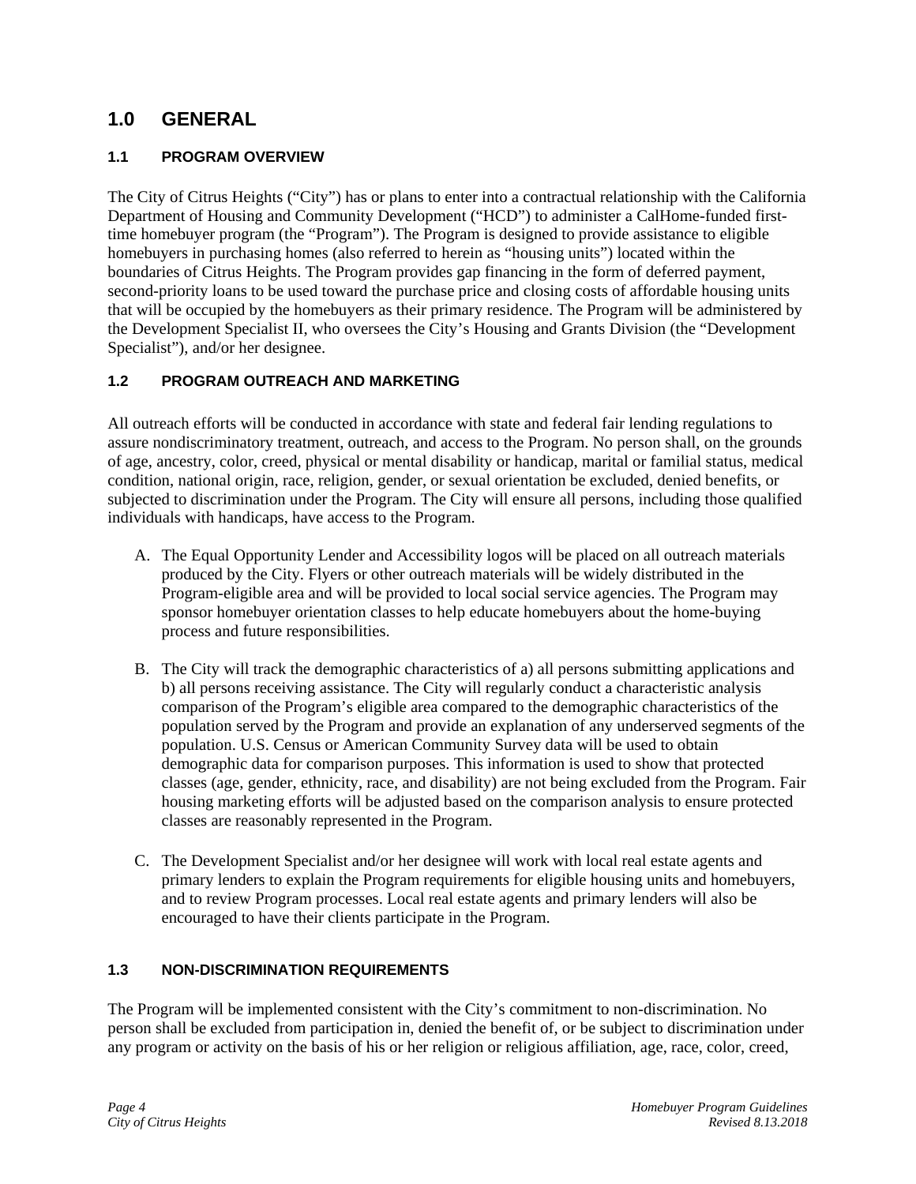# 1.0 GENERAL

## 1.1 PROGRAM OVERVIEW

The City of Citrus Heights ("City") has or plans to enter into a contractual relationship with the California Department of Housing and Community Development ("HCD") to administer a CalHome-funded first-time homebuyer program (the "Program"). The Program is designed to provide assistance to eligible homebuyers in purchasing homes (also referred to herein as "housing units") located within the boundaries of Citrus Heights. The Program provides gap financing in the form of deferred payment, second-priority loans to be used toward the purchase price and closing costs of affordable housing units that will be occupied by the homebuyers as their primary residence. The Program will be administered by the Development Specialist II, who oversees the City's Housing and Grants Division (the "Development Specialist"), and/or her designee.

## 1.2 PROGRAM OUTREACH AND MARKETING

All outreach efforts will be conducted in accordance with state and federal fair lending regulations to assure nondiscriminatory treatment, outreach, and access to the Program. No person shall, on the grounds of age, ancestry, color, creed, physical or mental disability or handicap, marital or familial status, medical condition, national origin, race, religion, gender, or sexual orientation be excluded, denied benefits, or subjected to discrimination under the Program. The City will ensure all persons, including those qualified individuals with handicaps, have access to the Program.

A. The Equal Opportunity Lender and Accessibility logos will be placed on all outreach materials produced by the City. Flyers or other outreach materials will be widely distributed in the Program-eligible area and will be provided to local social service agencies. The Program may sponsor homebuyer orientation classes to help educate homebuyers about the home-buying process and future responsibilities.

B. The City will track the demographic characteristics of a) all persons submitting applications and b) all persons receiving assistance. The City will regularly conduct a characteristic analysis comparison of the Program's eligible area compared to the demographic characteristics of the population served by the Program and provide an explanation of any underserved segments of the population. U.S. Census or American Community Survey data will be used to obtain demographic data for comparison purposes. This information is used to show that protected classes (age, gender, ethnicity, race, and disability) are not being excluded from the Program. Fair housing marketing efforts will be adjusted based on the comparison analysis to ensure protected classes are reasonably represented in the Program.

C. The Development Specialist and/or her designee will work with local real estate agents and primary lenders to explain the Program requirements for eligible housing units and homebuyers, and to review Program processes. Local real estate agents and primary lenders will also be encouraged to have their clients participate in the Program.

## 1.3 NON-DISCRIMINATION REQUIREMENTS

The Program will be implemented consistent with the City's commitment to non-discrimination. No person shall be excluded from participation in, denied the benefit of, or be subject to discrimination under any program or activity on the basis of his or her religion or religious affiliation, age, race, color, creed,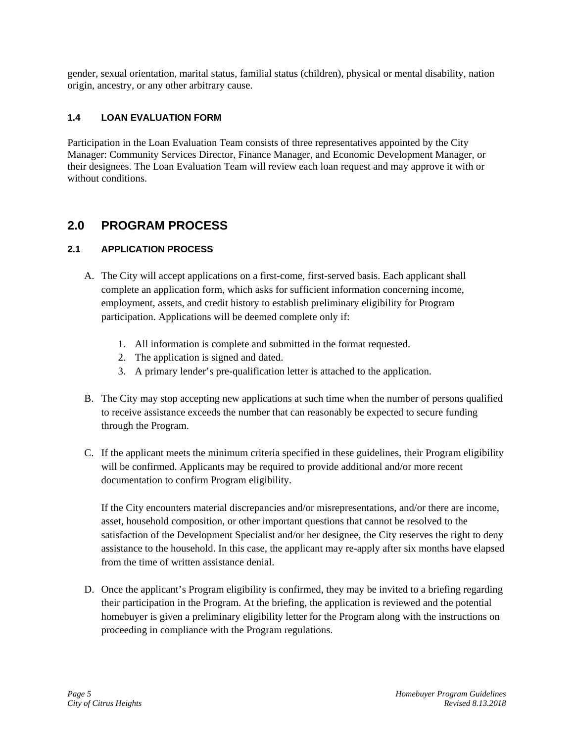gender, sexual orientation, marital status, familial status (children), physical or mental disability, nation origin, ancestry, or any other arbitrary cause.

### 1.4 LOAN EVALUATION FORM

Participation in the Loan Evaluation Team consists of three representatives appointed by the City Manager: Community Services Director, Finance Manager, and Economic Development Manager, or their designees. The Loan Evaluation Team will review each loan request and may approve it with or without conditions.

## 2.0 PROGRAM PROCESS

### 2.1 APPLICATION PROCESS

A. The City will accept applications on a first-come, first-served basis. Each applicant shall complete an application form, which asks for sufficient information concerning income, employment, assets, and credit history to establish preliminary eligibility for Program participation. Applications will be deemed complete only if:

    1. All information is complete and submitted in the format requested.
    2. The application is signed and dated.
    3. A primary lender's pre-qualification letter is attached to the application.

B. The City may stop accepting new applications at such time when the number of persons qualified to receive assistance exceeds the number that can reasonably be expected to secure funding through the Program.

C. If the applicant meets the minimum criteria specified in these guidelines, their Program eligibility will be confirmed. Applicants may be required to provide additional and/or more recent documentation to confirm Program eligibility.

    If the City encounters material discrepancies and/or misrepresentations, and/or there are income, asset, household composition, or other important questions that cannot be resolved to the satisfaction of the Development Specialist and/or her designee, the City reserves the right to deny assistance to the household. In this case, the applicant may re-apply after six months have elapsed from the time of written assistance denial.

D. Once the applicant's Program eligibility is confirmed, they may be invited to a briefing regarding their participation in the Program. At the briefing, the application is reviewed and the potential homebuyer is given a preliminary eligibility letter for the Program along with the instructions on proceeding in compliance with the Program regulations.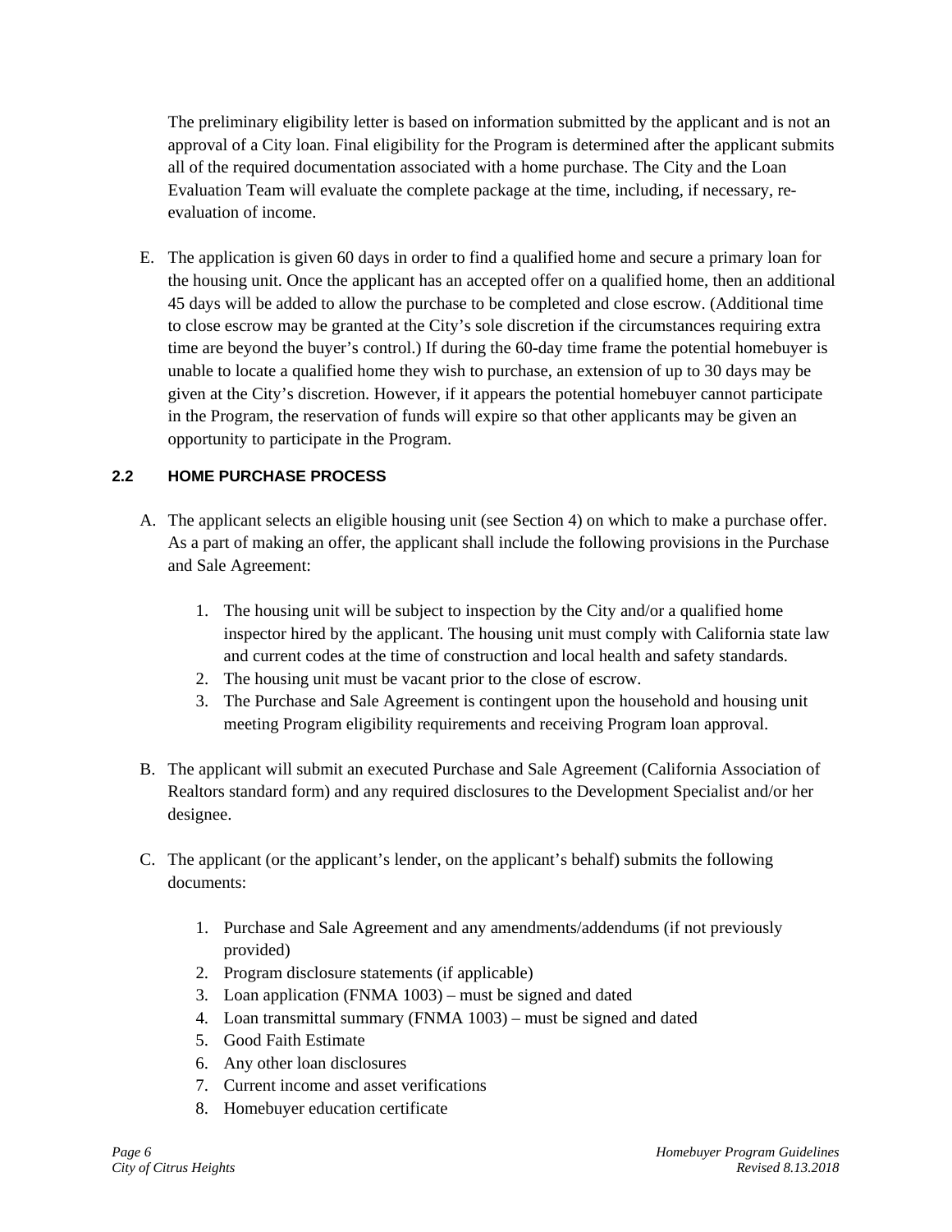The preliminary eligibility letter is based on information submitted by the applicant and is not an approval of a City loan. Final eligibility for the Program is determined after the applicant submits all of the required documentation associated with a home purchase. The City and the Loan Evaluation Team will evaluate the complete package at the time, including, if necessary, re-evaluation of income.

E. The application is given 60 days in order to find a qualified home and secure a primary loan for the housing unit. Once the applicant has an accepted offer on a qualified home, then an additional 45 days will be added to allow the purchase to be completed and close escrow. (Additional time to close escrow may be granted at the City's sole discretion if the circumstances requiring extra time are beyond the buyer's control.) If during the 60-day time frame the potential homebuyer is unable to locate a qualified home they wish to purchase, an extension of up to 30 days may be given at the City's discretion. However, if it appears the potential homebuyer cannot participate in the Program, the reservation of funds will expire so that other applicants may be given an opportunity to participate in the Program.

### 2.2 HOME PURCHASE PROCESS

A. The applicant selects an eligible housing unit (see Section 4) on which to make a purchase offer. As a part of making an offer, the applicant shall include the following provisions in the Purchase and Sale Agreement:

   1. The housing unit will be subject to inspection by the City and/or a qualified home inspector hired by the applicant. The housing unit must comply with California state law and current codes at the time of construction and local health and safety standards.
   2. The housing unit must be vacant prior to the close of escrow.
   3. The Purchase and Sale Agreement is contingent upon the household and housing unit meeting Program eligibility requirements and receiving Program loan approval.

B. The applicant will submit an executed Purchase and Sale Agreement (California Association of Realtors standard form) and any required disclosures to the Development Specialist and/or her designee.

C. The applicant (or the applicant's lender, on the applicant's behalf) submits the following documents:

   1. Purchase and Sale Agreement and any amendments/addendums (if not previously provided)
   2. Program disclosure statements (if applicable)
   3. Loan application (FNMA 1003) – must be signed and dated
   4. Loan transmittal summary (FNMA 1003) – must be signed and dated
   5. Good Faith Estimate
   6. Any other loan disclosures
   7. Current income and asset verifications
   8. Homebuyer education certificate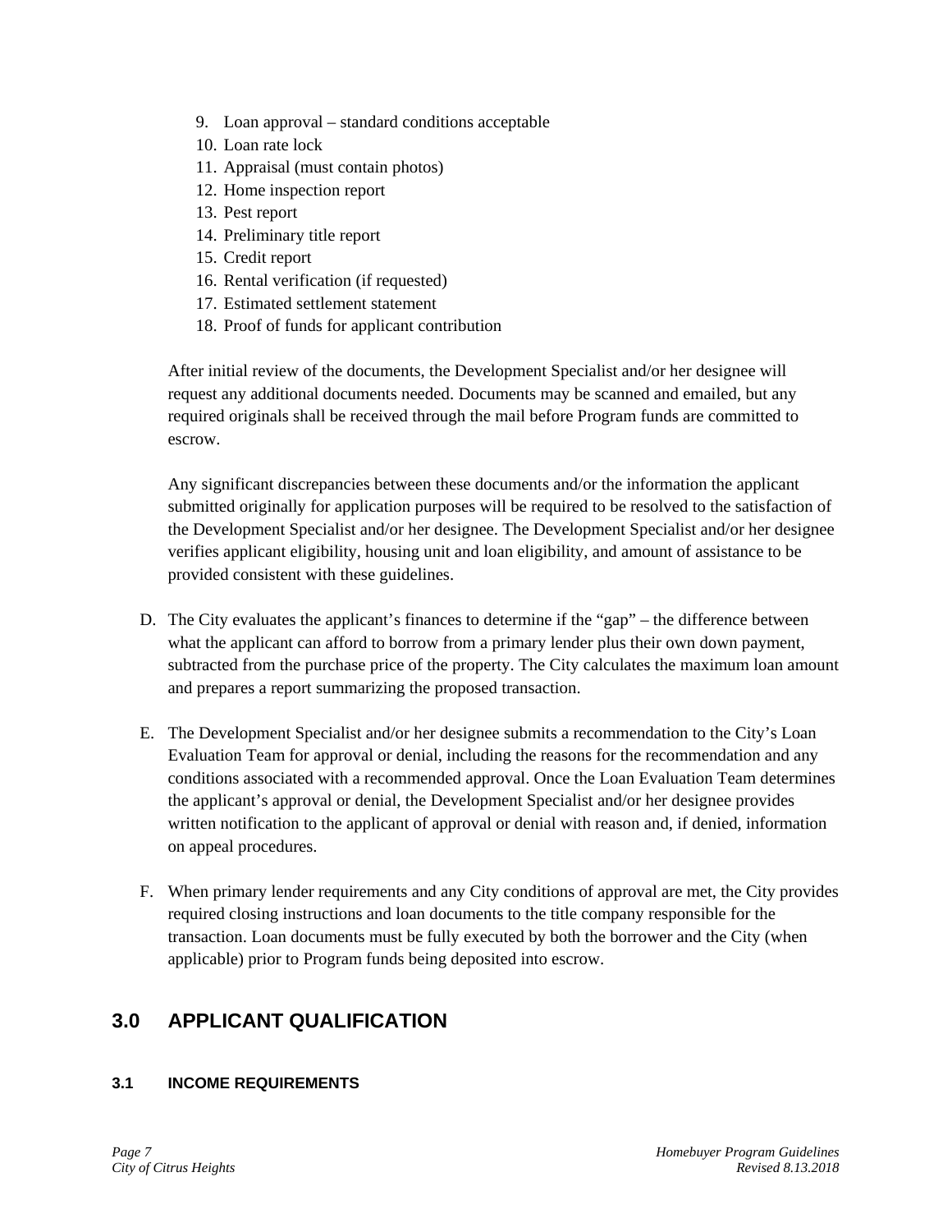9. Loan approval – standard conditions acceptable
10. Loan rate lock
11. Appraisal (must contain photos)
12. Home inspection report
13. Pest report
14. Preliminary title report
15. Credit report
16. Rental verification (if requested)
17. Estimated settlement statement
18. Proof of funds for applicant contribution

After initial review of the documents, the Development Specialist and/or her designee will request any additional documents needed. Documents may be scanned and emailed, but any required originals shall be received through the mail before Program funds are committed to escrow.

Any significant discrepancies between these documents and/or the information the applicant submitted originally for application purposes will be required to be resolved to the satisfaction of the Development Specialist and/or her designee. The Development Specialist and/or her designee verifies applicant eligibility, housing unit and loan eligibility, and amount of assistance to be provided consistent with these guidelines.

D. The City evaluates the applicant's finances to determine if the "gap" – the difference between what the applicant can afford to borrow from a primary lender plus their own down payment, subtracted from the purchase price of the property. The City calculates the maximum loan amount and prepares a report summarizing the proposed transaction.

E. The Development Specialist and/or her designee submits a recommendation to the City's Loan Evaluation Team for approval or denial, including the reasons for the recommendation and any conditions associated with a recommended approval. Once the Loan Evaluation Team determines the applicant's approval or denial, the Development Specialist and/or her designee provides written notification to the applicant of approval or denial with reason and, if denied, information on appeal procedures.

F. When primary lender requirements and any City conditions of approval are met, the City provides required closing instructions and loan documents to the title company responsible for the transaction. Loan documents must be fully executed by both the borrower and the City (when applicable) prior to Program funds being deposited into escrow.

# 3.0 APPLICANT QUALIFICATION

## 3.1 INCOME REQUIREMENTS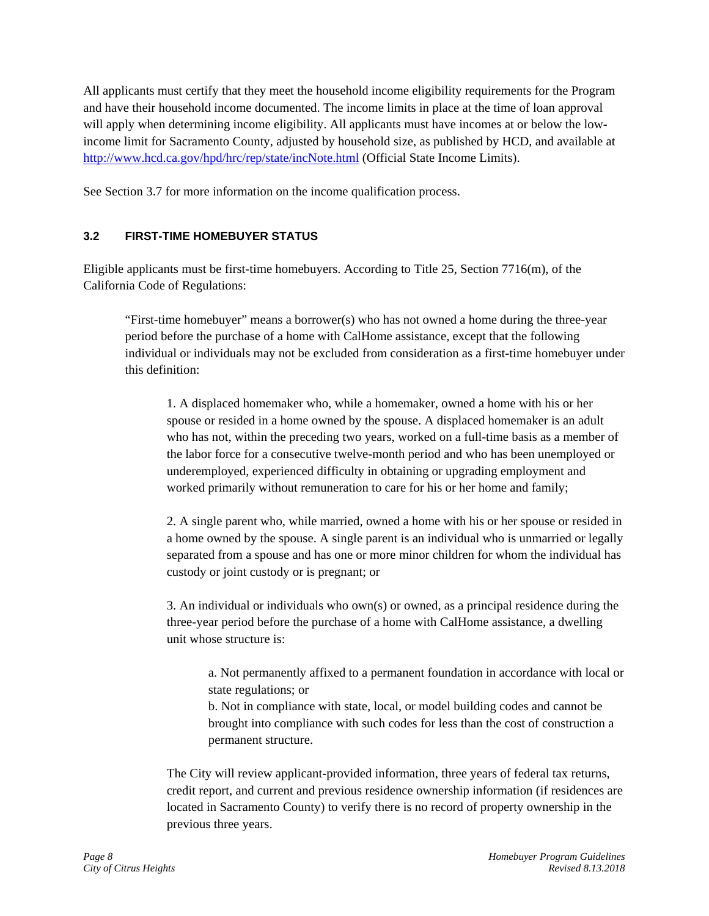All applicants must certify that they meet the household income eligibility requirements for the Program and have their household income documented. The income limits in place at the time of loan approval will apply when determining income eligibility. All applicants must have incomes at or below the low-income limit for Sacramento County, adjusted by household size, as published by HCD, and available at [http://www.hcd.ca.gov/hpd/hrc/rep/state/incNote.html](http://www.hcd.ca.gov/hpd/hrc/rep/state/incNote.html) (Official State Income Limits).

See Section 3.7 for more information on the income qualification process.

### 3.2 FIRST-TIME HOMEBUYER STATUS

Eligible applicants must be first-time homebuyers. According to Title 25, Section 7716(m), of the California Code of Regulations:

> "First-time homebuyer" means a borrower(s) who has not owned a home during the three-year period before the purchase of a home with CalHome assistance, except that the following individual or individuals may not be excluded from consideration as a first-time homebuyer under this definition:
>
> 1. A displaced homemaker who, while a homemaker, owned a home with his or her spouse or resided in a home owned by the spouse. A displaced homemaker is an adult who has not, within the preceding two years, worked on a full-time basis as a member of the labor force for a consecutive twelve-month period and who has been unemployed or underemployed, experienced difficulty in obtaining or upgrading employment and worked primarily without remuneration to care for his or her home and family;
>
> 2. A single parent who, while married, owned a home with his or her spouse or resided in a home owned by the spouse. A single parent is an individual who is unmarried or legally separated from a spouse and has one or more minor children for whom the individual has custody or joint custody or is pregnant; or
>
> 3. An individual or individuals who own(s) or owned, as a principal residence during the three-year period before the purchase of a home with CalHome assistance, a dwelling unit whose structure is:
>
>    a. Not permanently affixed to a permanent foundation in accordance with local or state regulations; or
>
>    b. Not in compliance with state, local, or model building codes and cannot be brought into compliance with such codes for less than the cost of construction a permanent structure.

The City will review applicant-provided information, three years of federal tax returns, credit report, and current and previous residence ownership information (if residences are located in Sacramento County) to verify there is no record of property ownership in the previous three years.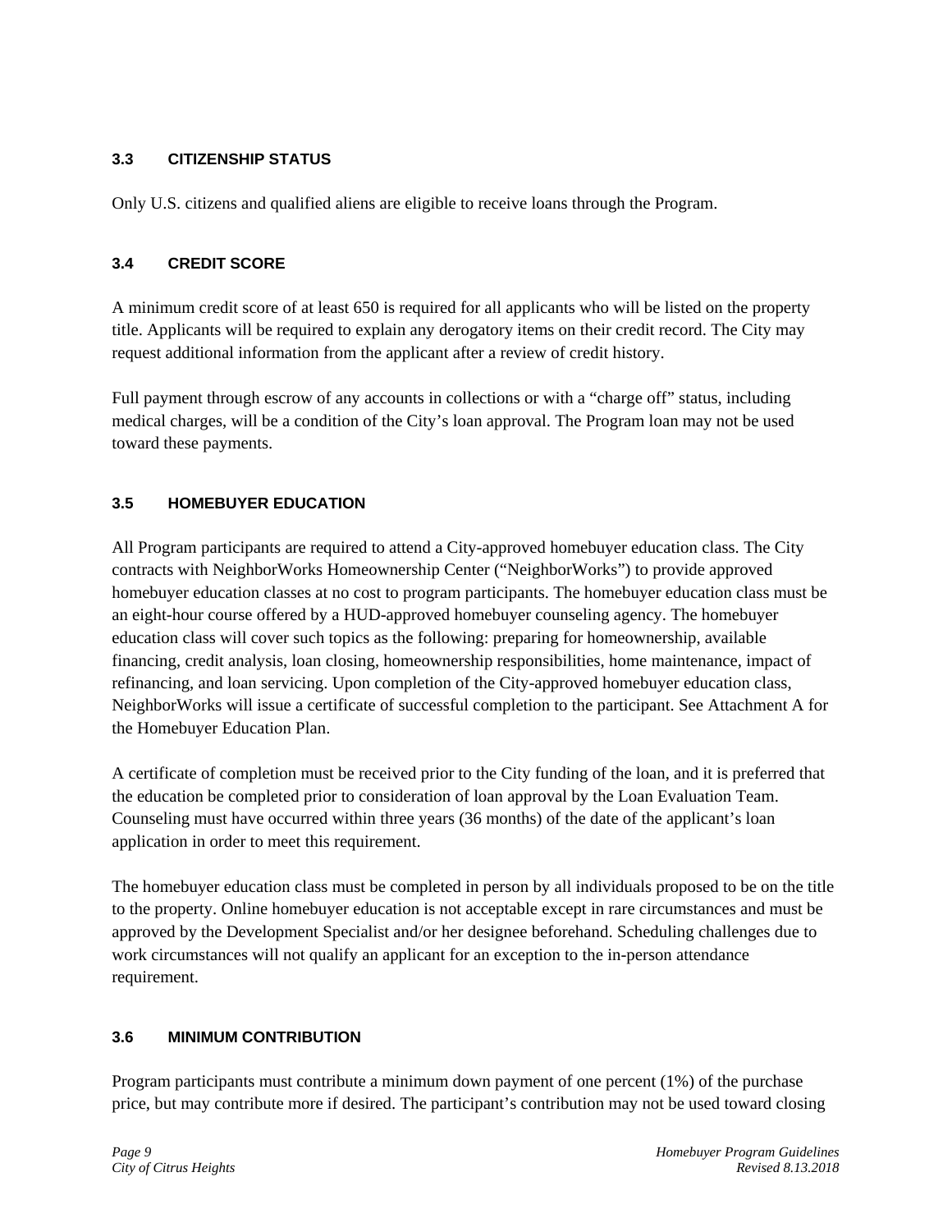### 3.3 CITIZENSHIP STATUS

Only U.S. citizens and qualified aliens are eligible to receive loans through the Program.

### 3.4 CREDIT SCORE

A minimum credit score of at least 650 is required for all applicants who will be listed on the property title. Applicants will be required to explain any derogatory items on their credit record. The City may request additional information from the applicant after a review of credit history.

Full payment through escrow of any accounts in collections or with a "charge off" status, including medical charges, will be a condition of the City's loan approval. The Program loan may not be used toward these payments.

### 3.5 HOMEBUYER EDUCATION

All Program participants are required to attend a City-approved homebuyer education class. The City contracts with NeighborWorks Homeownership Center ("NeighborWorks") to provide approved homebuyer education classes at no cost to program participants. The homebuyer education class must be an eight-hour course offered by a HUD-approved homebuyer counseling agency. The homebuyer education class will cover such topics as the following: preparing for homeownership, available financing, credit analysis, loan closing, homeownership responsibilities, home maintenance, impact of refinancing, and loan servicing. Upon completion of the City-approved homebuyer education class, NeighborWorks will issue a certificate of successful completion to the participant. See Attachment A for the Homebuyer Education Plan.

A certificate of completion must be received prior to the City funding of the loan, and it is preferred that the education be completed prior to consideration of loan approval by the Loan Evaluation Team. Counseling must have occurred within three years (36 months) of the date of the applicant's loan application in order to meet this requirement.

The homebuyer education class must be completed in person by all individuals proposed to be on the title to the property. Online homebuyer education is not acceptable except in rare circumstances and must be approved by the Development Specialist and/or her designee beforehand. Scheduling challenges due to work circumstances will not qualify an applicant for an exception to the in-person attendance requirement.

### 3.6 MINIMUM CONTRIBUTION

Program participants must contribute a minimum down payment of one percent (1%) of the purchase price, but may contribute more if desired. The participant's contribution may not be used toward closing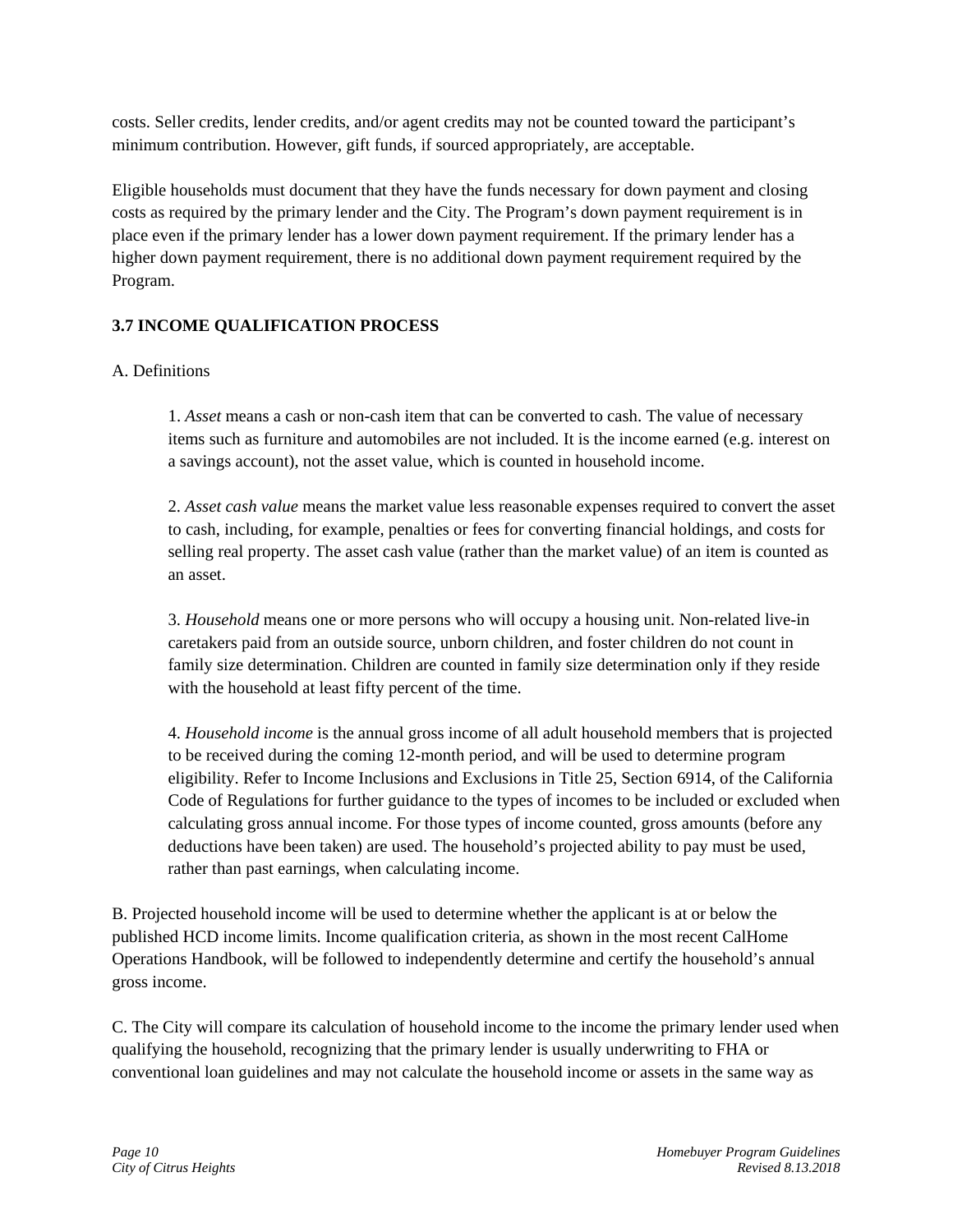costs. Seller credits, lender credits, and/or agent credits may not be counted toward the participant's minimum contribution. However, gift funds, if sourced appropriately, are acceptable.

Eligible households must document that they have the funds necessary for down payment and closing costs as required by the primary lender and the City. The Program's down payment requirement is in place even if the primary lender has a lower down payment requirement. If the primary lender has a higher down payment requirement, there is no additional down payment requirement required by the Program.

### 3.7 INCOME QUALIFICATION PROCESS

A. Definitions

1. *Asset* means a cash or non-cash item that can be converted to cash. The value of necessary items such as furniture and automobiles are not included. It is the income earned (e.g. interest on a savings account), not the asset value, which is counted in household income.

2. *Asset cash value* means the market value less reasonable expenses required to convert the asset to cash, including, for example, penalties or fees for converting financial holdings, and costs for selling real property. The asset cash value (rather than the market value) of an item is counted as an asset.

3. *Household* means one or more persons who will occupy a housing unit. Non-related live-in caretakers paid from an outside source, unborn children, and foster children do not count in family size determination. Children are counted in family size determination only if they reside with the household at least fifty percent of the time.

4. *Household income* is the annual gross income of all adult household members that is projected to be received during the coming 12-month period, and will be used to determine program eligibility. Refer to Income Inclusions and Exclusions in Title 25, Section 6914, of the California Code of Regulations for further guidance to the types of incomes to be included or excluded when calculating gross annual income. For those types of income counted, gross amounts (before any deductions have been taken) are used. The household's projected ability to pay must be used, rather than past earnings, when calculating income.

B. Projected household income will be used to determine whether the applicant is at or below the published HCD income limits. Income qualification criteria, as shown in the most recent CalHome Operations Handbook, will be followed to independently determine and certify the household's annual gross income.

C. The City will compare its calculation of household income to the income the primary lender used when qualifying the household, recognizing that the primary lender is usually underwriting to FHA or conventional loan guidelines and may not calculate the household income or assets in the same way as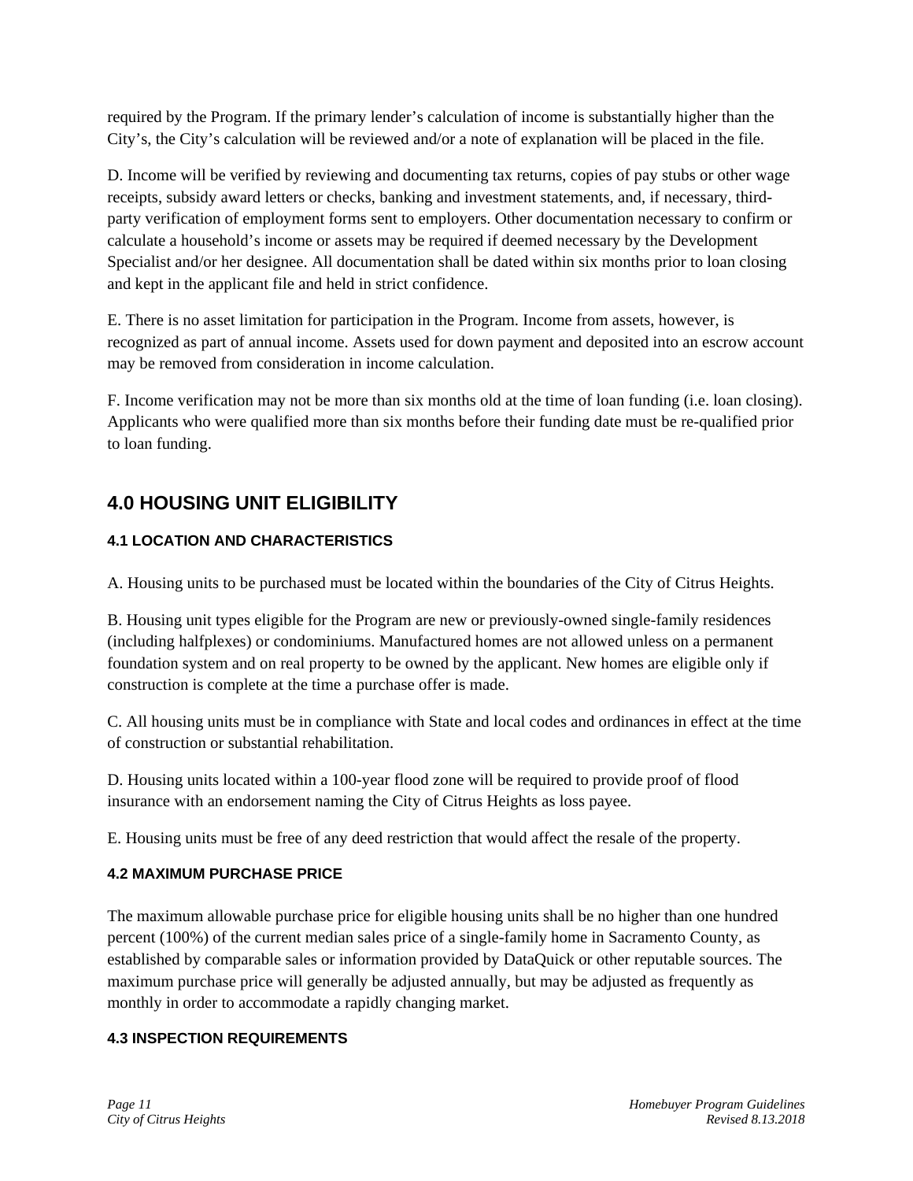required by the Program. If the primary lender's calculation of income is substantially higher than the City's, the City's calculation will be reviewed and/or a note of explanation will be placed in the file.

D. Income will be verified by reviewing and documenting tax returns, copies of pay stubs or other wage receipts, subsidy award letters or checks, banking and investment statements, and, if necessary, third-party verification of employment forms sent to employers. Other documentation necessary to confirm or calculate a household's income or assets may be required if deemed necessary by the Development Specialist and/or her designee. All documentation shall be dated within six months prior to loan closing and kept in the applicant file and held in strict confidence.

E. There is no asset limitation for participation in the Program. Income from assets, however, is recognized as part of annual income. Assets used for down payment and deposited into an escrow account may be removed from consideration in income calculation.

F. Income verification may not be more than six months old at the time of loan funding (i.e. loan closing). Applicants who were qualified more than six months before their funding date must be re-qualified prior to loan funding.

## 4.0 HOUSING UNIT ELIGIBILITY

### 4.1 LOCATION AND CHARACTERISTICS

A. Housing units to be purchased must be located within the boundaries of the City of Citrus Heights.

B. Housing unit types eligible for the Program are new or previously-owned single-family residences (including halfplexes) or condominiums. Manufactured homes are not allowed unless on a permanent foundation system and on real property to be owned by the applicant. New homes are eligible only if construction is complete at the time a purchase offer is made.

C. All housing units must be in compliance with State and local codes and ordinances in effect at the time of construction or substantial rehabilitation.

D. Housing units located within a 100-year flood zone will be required to provide proof of flood insurance with an endorsement naming the City of Citrus Heights as loss payee.

E. Housing units must be free of any deed restriction that would affect the resale of the property.

### 4.2 MAXIMUM PURCHASE PRICE

The maximum allowable purchase price for eligible housing units shall be no higher than one hundred percent (100%) of the current median sales price of a single-family home in Sacramento County, as established by comparable sales or information provided by DataQuick or other reputable sources. The maximum purchase price will generally be adjusted annually, but may be adjusted as frequently as monthly in order to accommodate a rapidly changing market.

### 4.3 INSPECTION REQUIREMENTS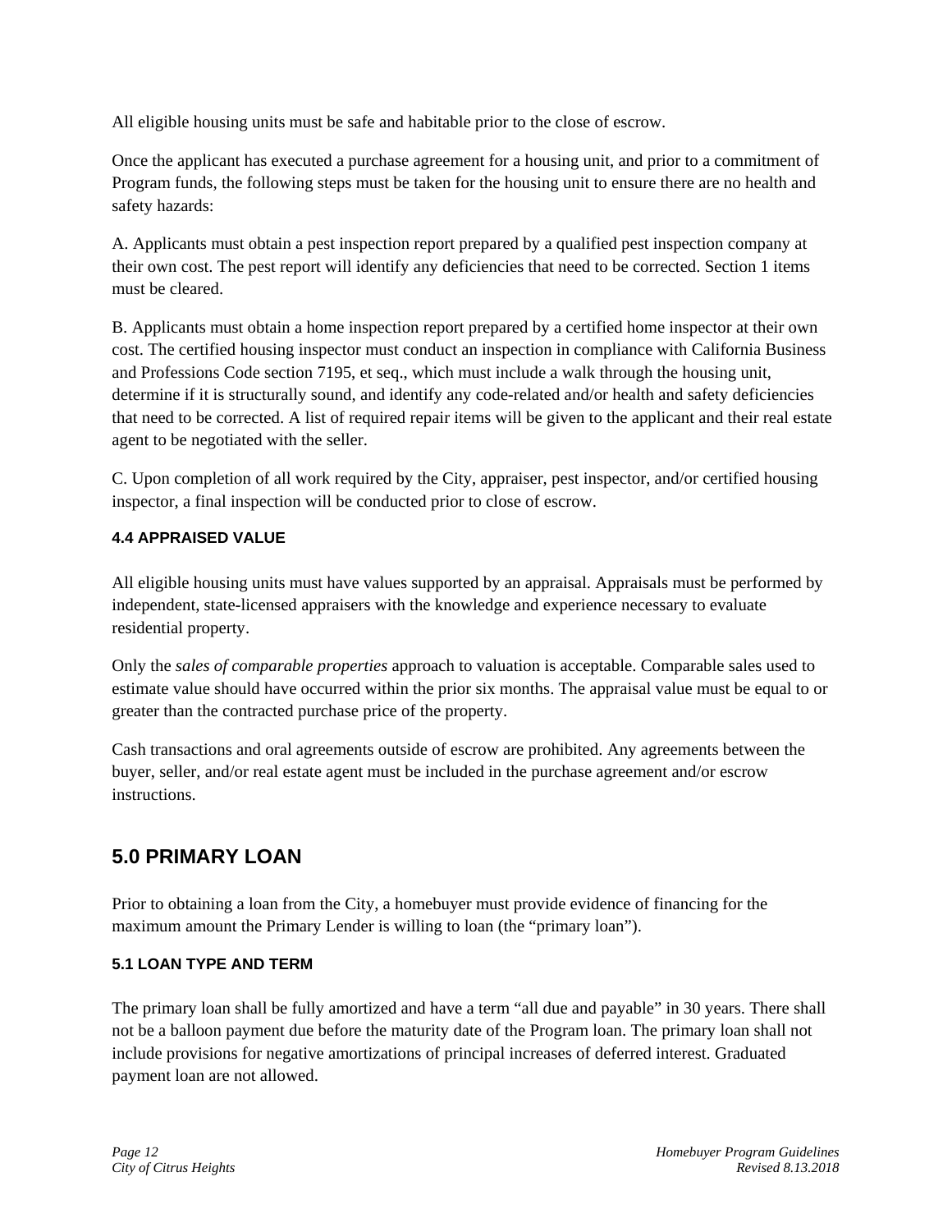All eligible housing units must be safe and habitable prior to the close of escrow.

Once the applicant has executed a purchase agreement for a housing unit, and prior to a commitment of Program funds, the following steps must be taken for the housing unit to ensure there are no health and safety hazards:

A. Applicants must obtain a pest inspection report prepared by a qualified pest inspection company at their own cost. The pest report will identify any deficiencies that need to be corrected. Section 1 items must be cleared.

B. Applicants must obtain a home inspection report prepared by a certified home inspector at their own cost. The certified housing inspector must conduct an inspection in compliance with California Business and Professions Code section 7195, et seq., which must include a walk through the housing unit, determine if it is structurally sound, and identify any code-related and/or health and safety deficiencies that need to be corrected. A list of required repair items will be given to the applicant and their real estate agent to be negotiated with the seller.

C. Upon completion of all work required by the City, appraiser, pest inspector, and/or certified housing inspector, a final inspection will be conducted prior to close of escrow.

### 4.4 APPRAISED VALUE

All eligible housing units must have values supported by an appraisal. Appraisals must be performed by independent, state-licensed appraisers with the knowledge and experience necessary to evaluate residential property.

Only the *sales of comparable properties* approach to valuation is acceptable. Comparable sales used to estimate value should have occurred within the prior six months. The appraisal value must be equal to or greater than the contracted purchase price of the property.

Cash transactions and oral agreements outside of escrow are prohibited. Any agreements between the buyer, seller, and/or real estate agent must be included in the purchase agreement and/or escrow instructions.

## 5.0 PRIMARY LOAN

Prior to obtaining a loan from the City, a homebuyer must provide evidence of financing for the maximum amount the Primary Lender is willing to loan (the "primary loan").

### 5.1 LOAN TYPE AND TERM

The primary loan shall be fully amortized and have a term "all due and payable" in 30 years. There shall not be a balloon payment due before the maturity date of the Program loan. The primary loan shall not include provisions for negative amortizations of principal increases of deferred interest. Graduated payment loan are not allowed.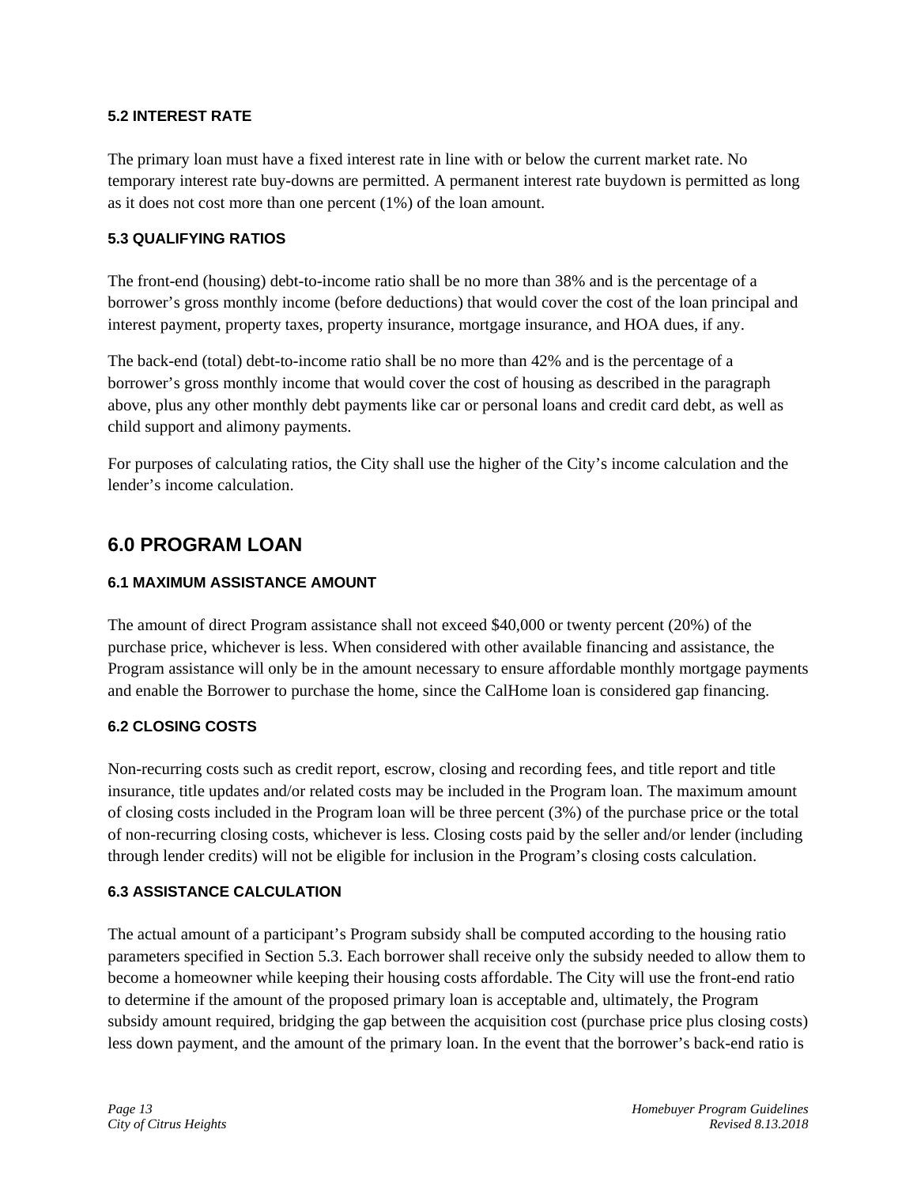### 5.2 INTEREST RATE

The primary loan must have a fixed interest rate in line with or below the current market rate. No temporary interest rate buy-downs are permitted. A permanent interest rate buydown is permitted as long as it does not cost more than one percent (1%) of the loan amount.

### 5.3 QUALIFYING RATIOS

The front-end (housing) debt-to-income ratio shall be no more than 38% and is the percentage of a borrower's gross monthly income (before deductions) that would cover the cost of the loan principal and interest payment, property taxes, property insurance, mortgage insurance, and HOA dues, if any.

The back-end (total) debt-to-income ratio shall be no more than 42% and is the percentage of a borrower's gross monthly income that would cover the cost of housing as described in the paragraph above, plus any other monthly debt payments like car or personal loans and credit card debt, as well as child support and alimony payments.

For purposes of calculating ratios, the City shall use the higher of the City's income calculation and the lender's income calculation.

## 6.0 PROGRAM LOAN

### 6.1 MAXIMUM ASSISTANCE AMOUNT

The amount of direct Program assistance shall not exceed $40,000 or twenty percent (20%) of the purchase price, whichever is less. When considered with other available financing and assistance, the Program assistance will only be in the amount necessary to ensure affordable monthly mortgage payments and enable the Borrower to purchase the home, since the CalHome loan is considered gap financing.

### 6.2 CLOSING COSTS

Non-recurring costs such as credit report, escrow, closing and recording fees, and title report and title insurance, title updates and/or related costs may be included in the Program loan. The maximum amount of closing costs included in the Program loan will be three percent (3%) of the purchase price or the total of non-recurring closing costs, whichever is less. Closing costs paid by the seller and/or lender (including through lender credits) will not be eligible for inclusion in the Program's closing costs calculation.

### 6.3 ASSISTANCE CALCULATION

The actual amount of a participant's Program subsidy shall be computed according to the housing ratio parameters specified in Section 5.3. Each borrower shall receive only the subsidy needed to allow them to become a homeowner while keeping their housing costs affordable. The City will use the front-end ratio to determine if the amount of the proposed primary loan is acceptable and, ultimately, the Program subsidy amount required, bridging the gap between the acquisition cost (purchase price plus closing costs) less down payment, and the amount of the primary loan. In the event that the borrower's back-end ratio is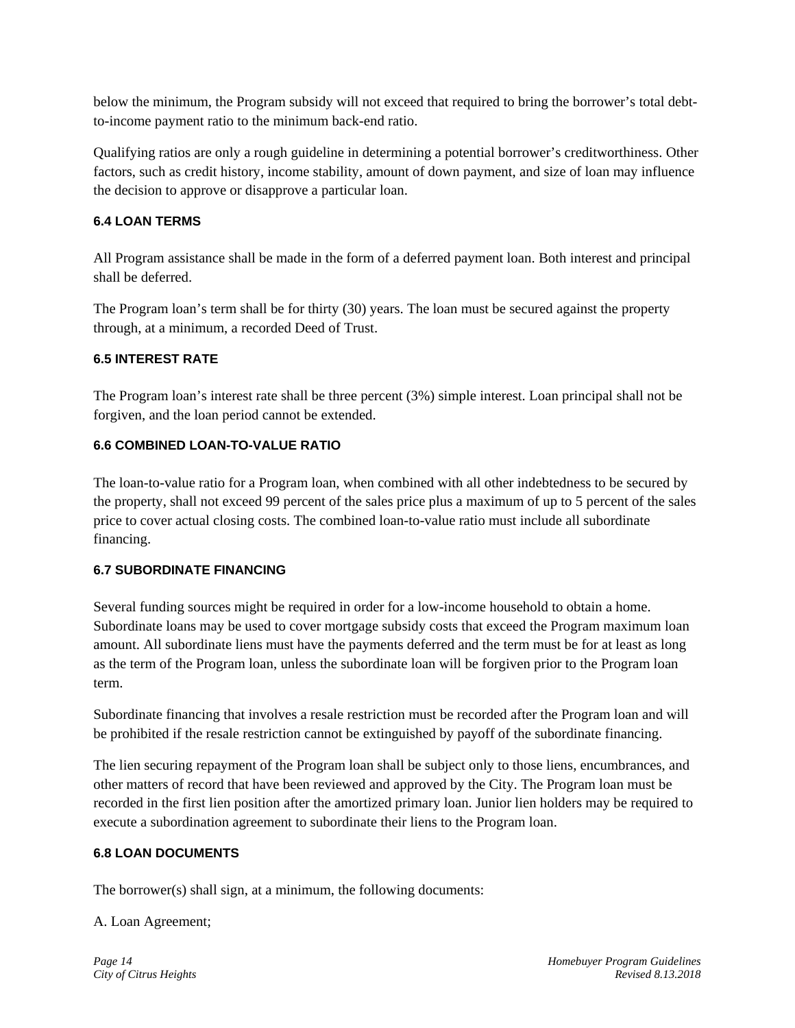below the minimum, the Program subsidy will not exceed that required to bring the borrower's total debt-to-income payment ratio to the minimum back-end ratio.

Qualifying ratios are only a rough guideline in determining a potential borrower's creditworthiness. Other factors, such as credit history, income stability, amount of down payment, and size of loan may influence the decision to approve or disapprove a particular loan.

### 6.4 LOAN TERMS

All Program assistance shall be made in the form of a deferred payment loan. Both interest and principal shall be deferred.

The Program loan's term shall be for thirty (30) years. The loan must be secured against the property through, at a minimum, a recorded Deed of Trust.

### 6.5 INTEREST RATE

The Program loan's interest rate shall be three percent (3%) simple interest. Loan principal shall not be forgiven, and the loan period cannot be extended.

### 6.6 COMBINED LOAN-TO-VALUE RATIO

The loan-to-value ratio for a Program loan, when combined with all other indebtedness to be secured by the property, shall not exceed 99 percent of the sales price plus a maximum of up to 5 percent of the sales price to cover actual closing costs. The combined loan-to-value ratio must include all subordinate financing.

### 6.7 SUBORDINATE FINANCING

Several funding sources might be required in order for a low-income household to obtain a home. Subordinate loans may be used to cover mortgage subsidy costs that exceed the Program maximum loan amount. All subordinate liens must have the payments deferred and the term must be for at least as long as the term of the Program loan, unless the subordinate loan will be forgiven prior to the Program loan term.

Subordinate financing that involves a resale restriction must be recorded after the Program loan and will be prohibited if the resale restriction cannot be extinguished by payoff of the subordinate financing.

The lien securing repayment of the Program loan shall be subject only to those liens, encumbrances, and other matters of record that have been reviewed and approved by the City. The Program loan must be recorded in the first lien position after the amortized primary loan. Junior lien holders may be required to execute a subordination agreement to subordinate their liens to the Program loan.

### 6.8 LOAN DOCUMENTS

The borrower(s) shall sign, at a minimum, the following documents:

A. Loan Agreement;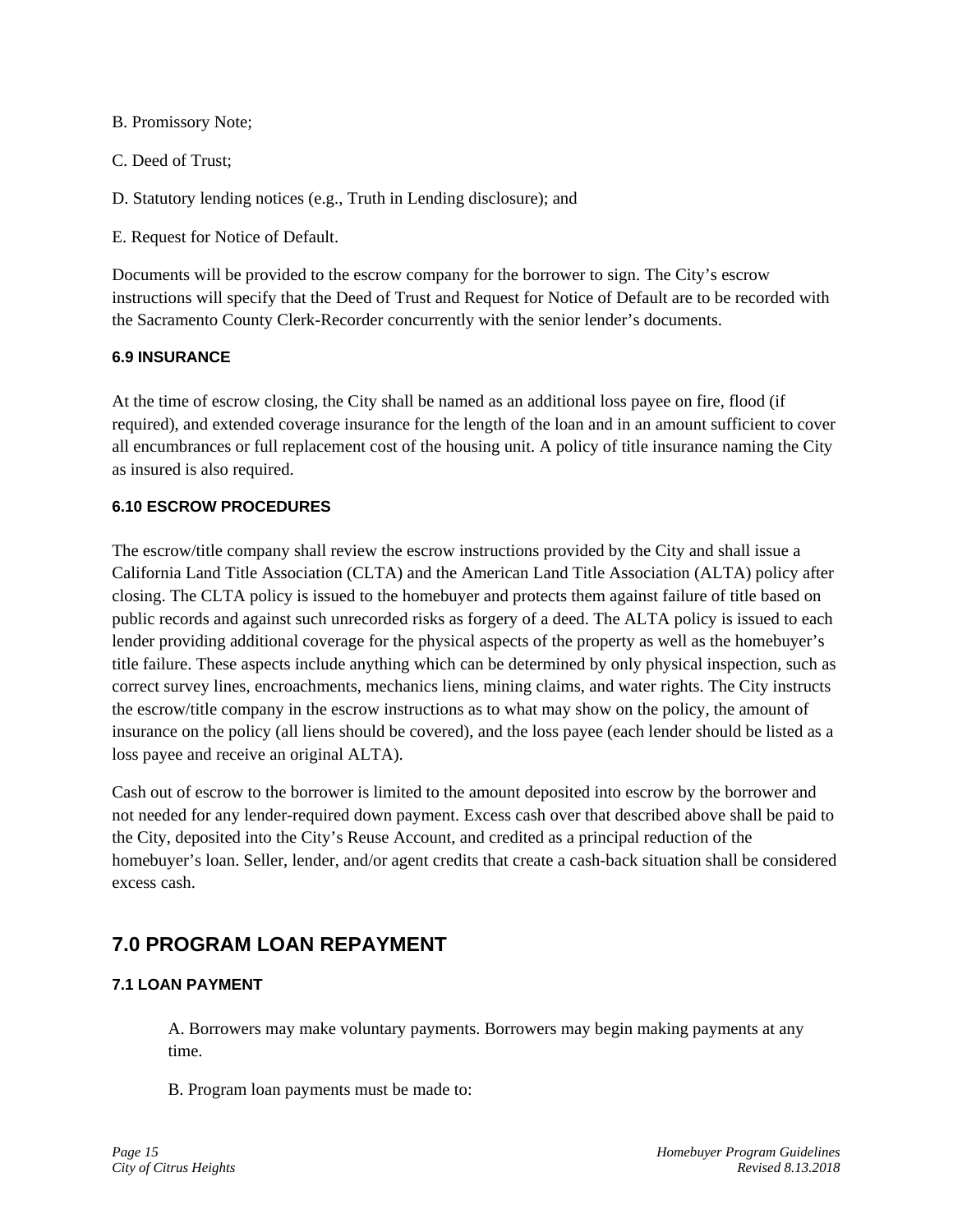B. Promissory Note;

C. Deed of Trust;

D. Statutory lending notices (e.g., Truth in Lending disclosure); and

E. Request for Notice of Default.

Documents will be provided to the escrow company for the borrower to sign. The City's escrow instructions will specify that the Deed of Trust and Request for Notice of Default are to be recorded with the Sacramento County Clerk-Recorder concurrently with the senior lender's documents.

### 6.9 INSURANCE

At the time of escrow closing, the City shall be named as an additional loss payee on fire, flood (if required), and extended coverage insurance for the length of the loan and in an amount sufficient to cover all encumbrances or full replacement cost of the housing unit. A policy of title insurance naming the City as insured is also required.

### 6.10 ESCROW PROCEDURES

The escrow/title company shall review the escrow instructions provided by the City and shall issue a California Land Title Association (CLTA) and the American Land Title Association (ALTA) policy after closing. The CLTA policy is issued to the homebuyer and protects them against failure of title based on public records and against such unrecorded risks as forgery of a deed. The ALTA policy is issued to each lender providing additional coverage for the physical aspects of the property as well as the homebuyer's title failure. These aspects include anything which can be determined by only physical inspection, such as correct survey lines, encroachments, mechanics liens, mining claims, and water rights. The City instructs the escrow/title company in the escrow instructions as to what may show on the policy, the amount of insurance on the policy (all liens should be covered), and the loss payee (each lender should be listed as a loss payee and receive an original ALTA).

Cash out of escrow to the borrower is limited to the amount deposited into escrow by the borrower and not needed for any lender-required down payment. Excess cash over that described above shall be paid to the City, deposited into the City's Reuse Account, and credited as a principal reduction of the homebuyer's loan. Seller, lender, and/or agent credits that create a cash-back situation shall be considered excess cash.

## 7.0 PROGRAM LOAN REPAYMENT

### 7.1 LOAN PAYMENT

A. Borrowers may make voluntary payments. Borrowers may begin making payments at any time.

B. Program loan payments must be made to: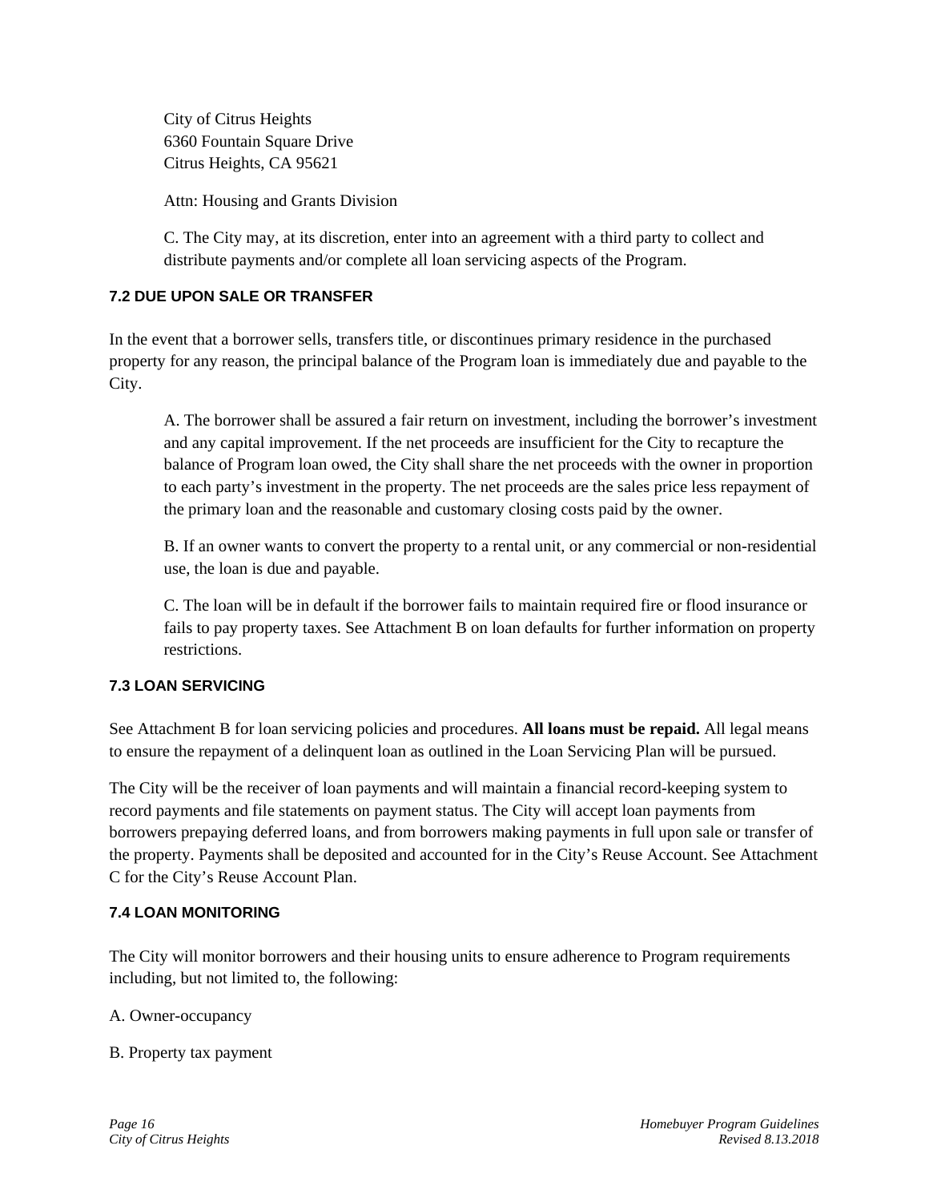City of Citrus Heights
6360 Fountain Square Drive
Citrus Heights, CA 95621

Attn: Housing and Grants Division

C. The City may, at its discretion, enter into an agreement with a third party to collect and distribute payments and/or complete all loan servicing aspects of the Program.

### 7.2 DUE UPON SALE OR TRANSFER

In the event that a borrower sells, transfers title, or discontinues primary residence in the purchased property for any reason, the principal balance of the Program loan is immediately due and payable to the City.

A. The borrower shall be assured a fair return on investment, including the borrower's investment and any capital improvement. If the net proceeds are insufficient for the City to recapture the balance of Program loan owed, the City shall share the net proceeds with the owner in proportion to each party's investment in the property. The net proceeds are the sales price less repayment of the primary loan and the reasonable and customary closing costs paid by the owner.

B. If an owner wants to convert the property to a rental unit, or any commercial or non-residential use, the loan is due and payable.

C. The loan will be in default if the borrower fails to maintain required fire or flood insurance or fails to pay property taxes. See Attachment B on loan defaults for further information on property restrictions.

### 7.3 LOAN SERVICING

See Attachment B for loan servicing policies and procedures. **All loans must be repaid.** All legal means to ensure the repayment of a delinquent loan as outlined in the Loan Servicing Plan will be pursued.

The City will be the receiver of loan payments and will maintain a financial record-keeping system to record payments and file statements on payment status. The City will accept loan payments from borrowers prepaying deferred loans, and from borrowers making payments in full upon sale or transfer of the property. Payments shall be deposited and accounted for in the City's Reuse Account. See Attachment C for the City's Reuse Account Plan.

### 7.4 LOAN MONITORING

The City will monitor borrowers and their housing units to ensure adherence to Program requirements including, but not limited to, the following:

A. Owner-occupancy

B. Property tax payment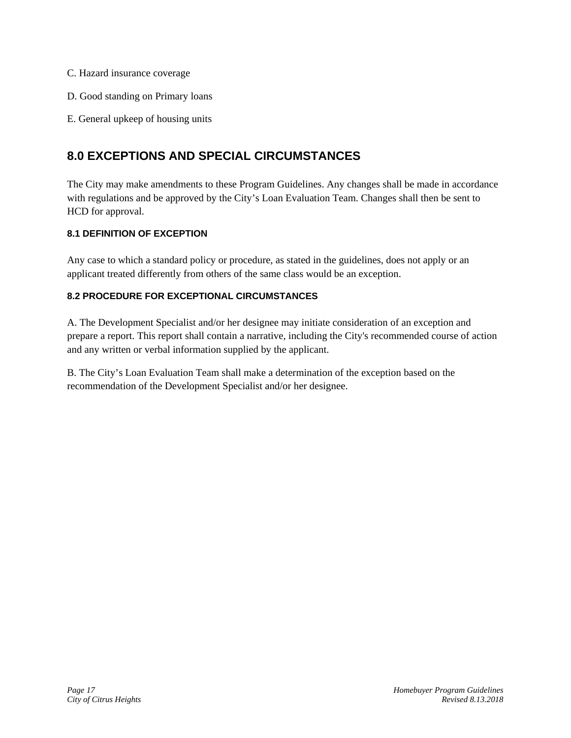C. Hazard insurance coverage

D. Good standing on Primary loans

E. General upkeep of housing units

## 8.0 EXCEPTIONS AND SPECIAL CIRCUMSTANCES

The City may make amendments to these Program Guidelines. Any changes shall be made in accordance with regulations and be approved by the City's Loan Evaluation Team. Changes shall then be sent to HCD for approval.

### 8.1 DEFINITION OF EXCEPTION

Any case to which a standard policy or procedure, as stated in the guidelines, does not apply or an applicant treated differently from others of the same class would be an exception.

### 8.2 PROCEDURE FOR EXCEPTIONAL CIRCUMSTANCES

A. The Development Specialist and/or her designee may initiate consideration of an exception and prepare a report. This report shall contain a narrative, including the City's recommended course of action and any written or verbal information supplied by the applicant.

B. The City's Loan Evaluation Team shall make a determination of the exception based on the recommendation of the Development Specialist and/or her designee.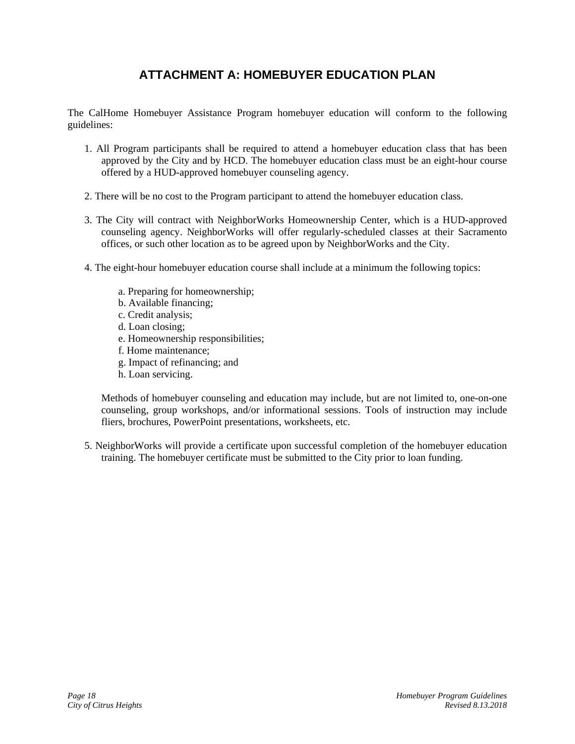# ATTACHMENT A: HOMEBUYER EDUCATION PLAN

The CalHome Homebuyer Assistance Program homebuyer education will conform to the following guidelines:

1. All Program participants shall be required to attend a homebuyer education class that has been approved by the City and by HCD. The homebuyer education class must be an eight-hour course offered by a HUD-approved homebuyer counseling agency.

2. There will be no cost to the Program participant to attend the homebuyer education class.

3. The City will contract with NeighborWorks Homeownership Center, which is a HUD-approved counseling agency. NeighborWorks will offer regularly-scheduled classes at their Sacramento offices, or such other location as to be agreed upon by NeighborWorks and the City.

4. The eight-hour homebuyer education course shall include at a minimum the following topics:

   a. Preparing for homeownership;
   b. Available financing;
   c. Credit analysis;
   d. Loan closing;
   e. Homeownership responsibilities;
   f. Home maintenance;
   g. Impact of refinancing; and
   h. Loan servicing.

   Methods of homebuyer counseling and education may include, but are not limited to, one-on-one counseling, group workshops, and/or informational sessions. Tools of instruction may include fliers, brochures, PowerPoint presentations, worksheets, etc.

5. NeighborWorks will provide a certificate upon successful completion of the homebuyer education training. The homebuyer certificate must be submitted to the City prior to loan funding.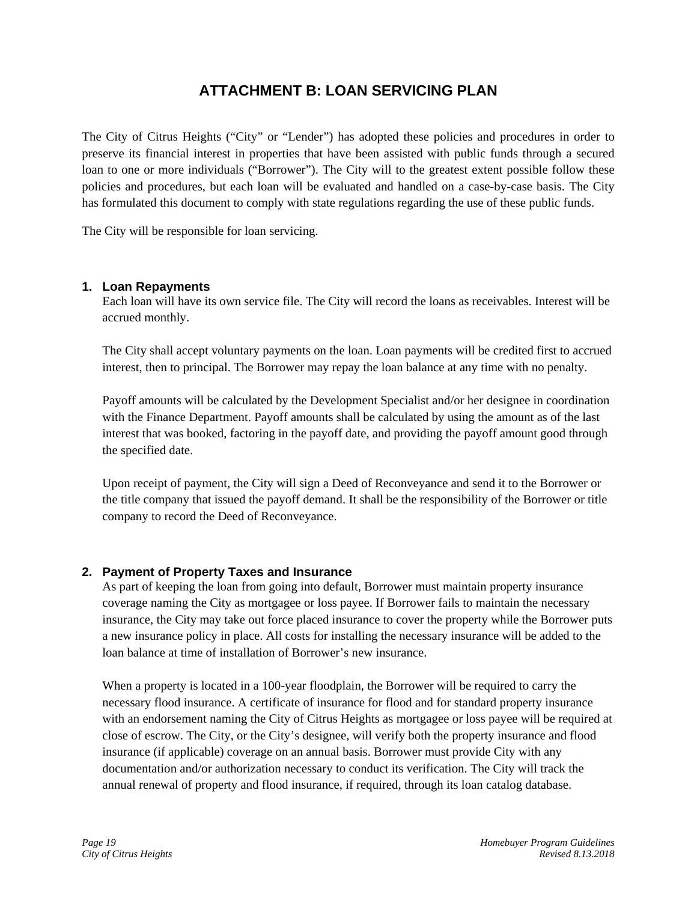# ATTACHMENT B: LOAN SERVICING PLAN

The City of Citrus Heights ("City" or "Lender") has adopted these policies and procedures in order to preserve its financial interest in properties that have been assisted with public funds through a secured loan to one or more individuals ("Borrower"). The City will to the greatest extent possible follow these policies and procedures, but each loan will be evaluated and handled on a case-by-case basis. The City has formulated this document to comply with state regulations regarding the use of these public funds.

The City will be responsible for loan servicing.

## 1. Loan Repayments

Each loan will have its own service file. The City will record the loans as receivables. Interest will be accrued monthly.

The City shall accept voluntary payments on the loan. Loan payments will be credited first to accrued interest, then to principal. The Borrower may repay the loan balance at any time with no penalty.

Payoff amounts will be calculated by the Development Specialist and/or her designee in coordination with the Finance Department. Payoff amounts shall be calculated by using the amount as of the last interest that was booked, factoring in the payoff date, and providing the payoff amount good through the specified date.

Upon receipt of payment, the City will sign a Deed of Reconveyance and send it to the Borrower or the title company that issued the payoff demand. It shall be the responsibility of the Borrower or title company to record the Deed of Reconveyance.

## 2. Payment of Property Taxes and Insurance

As part of keeping the loan from going into default, Borrower must maintain property insurance coverage naming the City as mortgagee or loss payee. If Borrower fails to maintain the necessary insurance, the City may take out force placed insurance to cover the property while the Borrower puts a new insurance policy in place. All costs for installing the necessary insurance will be added to the loan balance at time of installation of Borrower's new insurance.

When a property is located in a 100-year floodplain, the Borrower will be required to carry the necessary flood insurance. A certificate of insurance for flood and for standard property insurance with an endorsement naming the City of Citrus Heights as mortgagee or loss payee will be required at close of escrow. The City, or the City's designee, will verify both the property insurance and flood insurance (if applicable) coverage on an annual basis. Borrower must provide City with any documentation and/or authorization necessary to conduct its verification. The City will track the annual renewal of property and flood insurance, if required, through its loan catalog database.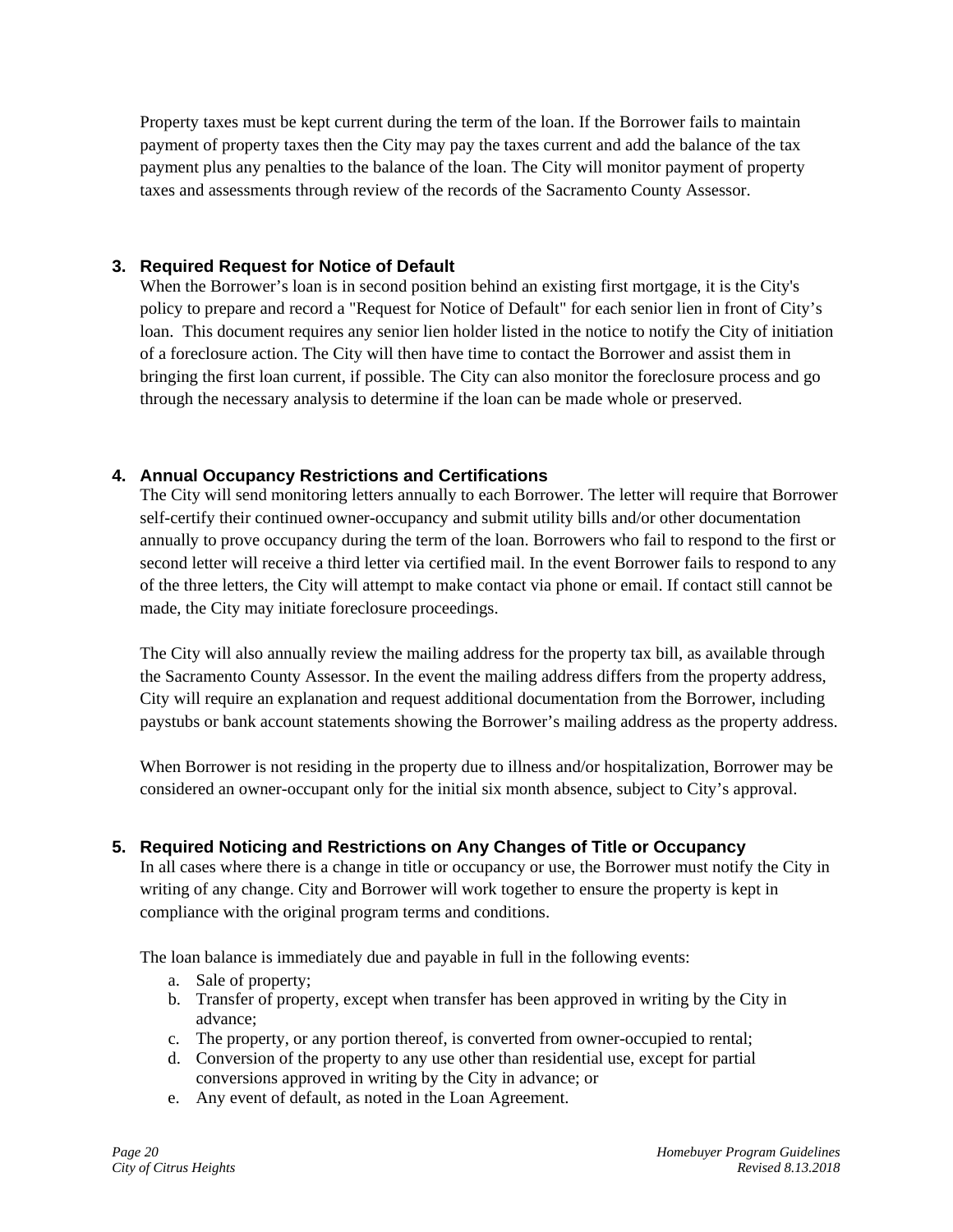Property taxes must be kept current during the term of the loan. If the Borrower fails to maintain payment of property taxes then the City may pay the taxes current and add the balance of the tax payment plus any penalties to the balance of the loan. The City will monitor payment of property taxes and assessments through review of the records of the Sacramento County Assessor.

### 3. Required Request for Notice of Default

When the Borrower's loan is in second position behind an existing first mortgage, it is the City's policy to prepare and record a "Request for Notice of Default" for each senior lien in front of City's loan. This document requires any senior lien holder listed in the notice to notify the City of initiation of a foreclosure action. The City will then have time to contact the Borrower and assist them in bringing the first loan current, if possible. The City can also monitor the foreclosure process and go through the necessary analysis to determine if the loan can be made whole or preserved.

### 4. Annual Occupancy Restrictions and Certifications

The City will send monitoring letters annually to each Borrower. The letter will require that Borrower self-certify their continued owner-occupancy and submit utility bills and/or other documentation annually to prove occupancy during the term of the loan. Borrowers who fail to respond to the first or second letter will receive a third letter via certified mail. In the event Borrower fails to respond to any of the three letters, the City will attempt to make contact via phone or email. If contact still cannot be made, the City may initiate foreclosure proceedings.

The City will also annually review the mailing address for the property tax bill, as available through the Sacramento County Assessor. In the event the mailing address differs from the property address, City will require an explanation and request additional documentation from the Borrower, including paystubs or bank account statements showing the Borrower's mailing address as the property address.

When Borrower is not residing in the property due to illness and/or hospitalization, Borrower may be considered an owner-occupant only for the initial six month absence, subject to City's approval.

### 5. Required Noticing and Restrictions on Any Changes of Title or Occupancy

In all cases where there is a change in title or occupancy or use, the Borrower must notify the City in writing of any change. City and Borrower will work together to ensure the property is kept in compliance with the original program terms and conditions.

The loan balance is immediately due and payable in full in the following events:

a. Sale of property;
b. Transfer of property, except when transfer has been approved in writing by the City in advance;
c. The property, or any portion thereof, is converted from owner-occupied to rental;
d. Conversion of the property to any use other than residential use, except for partial conversions approved in writing by the City in advance; or
e. Any event of default, as noted in the Loan Agreement.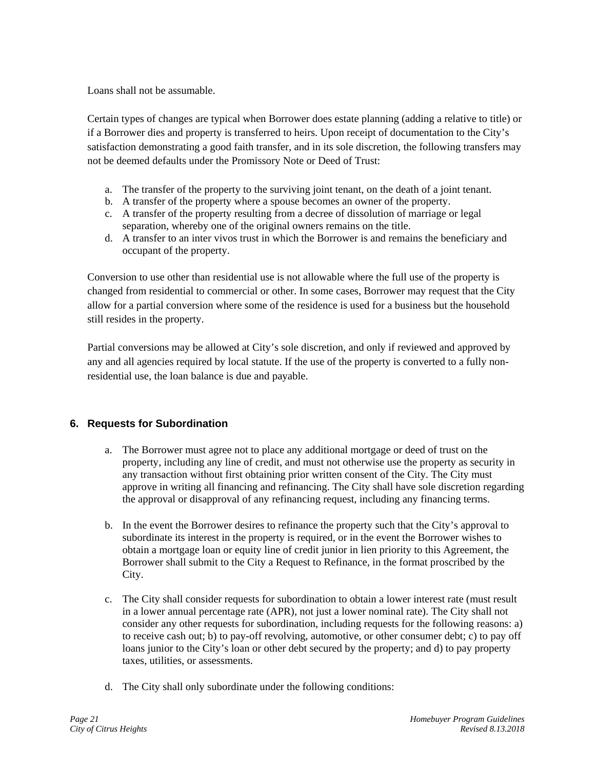Loans shall not be assumable.

Certain types of changes are typical when Borrower does estate planning (adding a relative to title) or if a Borrower dies and property is transferred to heirs. Upon receipt of documentation to the City's satisfaction demonstrating a good faith transfer, and in its sole discretion, the following transfers may not be deemed defaults under the Promissory Note or Deed of Trust:

a. The transfer of the property to the surviving joint tenant, on the death of a joint tenant.
b. A transfer of the property where a spouse becomes an owner of the property.
c. A transfer of the property resulting from a decree of dissolution of marriage or legal separation, whereby one of the original owners remains on the title.
d. A transfer to an inter vivos trust in which the Borrower is and remains the beneficiary and occupant of the property.

Conversion to use other than residential use is not allowable where the full use of the property is changed from residential to commercial or other. In some cases, Borrower may request that the City allow for a partial conversion where some of the residence is used for a business but the household still resides in the property.

Partial conversions may be allowed at City's sole discretion, and only if reviewed and approved by any and all agencies required by local statute. If the use of the property is converted to a fully non-residential use, the loan balance is due and payable.

## 6. Requests for Subordination

a. The Borrower must agree not to place any additional mortgage or deed of trust on the property, including any line of credit, and must not otherwise use the property as security in any transaction without first obtaining prior written consent of the City. The City must approve in writing all financing and refinancing. The City shall have sole discretion regarding the approval or disapproval of any refinancing request, including any financing terms.

b. In the event the Borrower desires to refinance the property such that the City's approval to subordinate its interest in the property is required, or in the event the Borrower wishes to obtain a mortgage loan or equity line of credit junior in lien priority to this Agreement, the Borrower shall submit to the City a Request to Refinance, in the format proscribed by the City.

c. The City shall consider requests for subordination to obtain a lower interest rate (must result in a lower annual percentage rate (APR), not just a lower nominal rate). The City shall not consider any other requests for subordination, including requests for the following reasons: a) to receive cash out; b) to pay-off revolving, automotive, or other consumer debt; c) to pay off loans junior to the City's loan or other debt secured by the property; and d) to pay property taxes, utilities, or assessments.

d. The City shall only subordinate under the following conditions: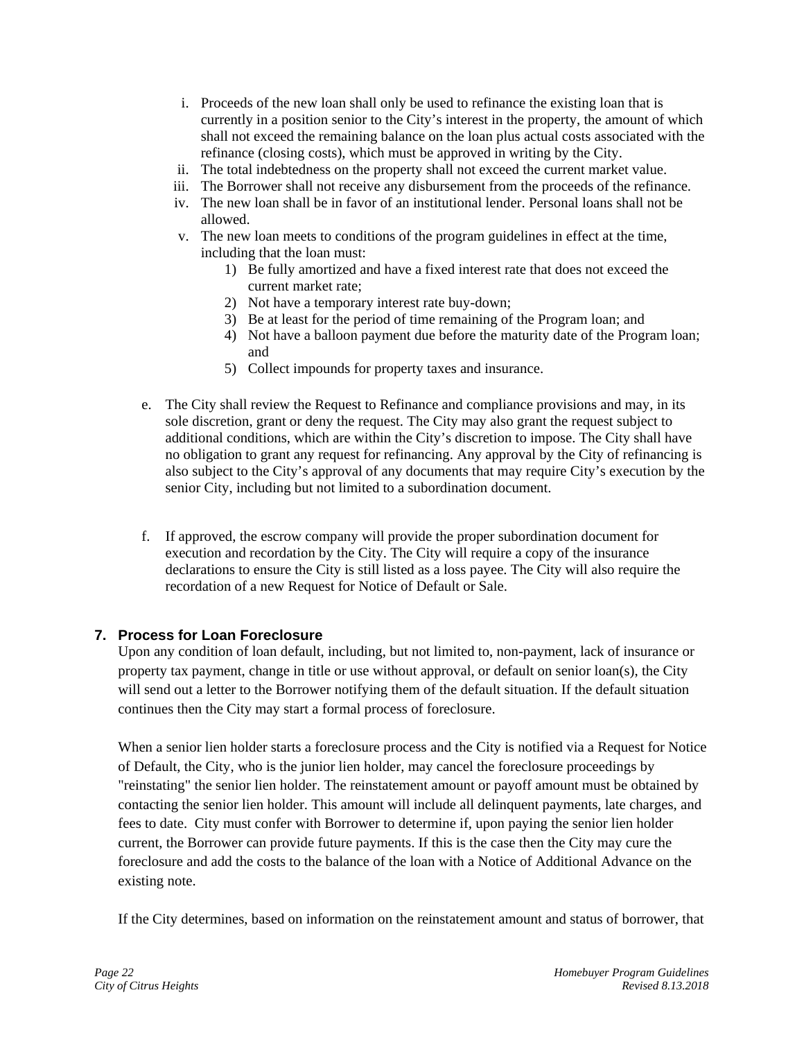i. Proceeds of the new loan shall only be used to refinance the existing loan that is currently in a position senior to the City's interest in the property, the amount of which shall not exceed the remaining balance on the loan plus actual costs associated with the refinance (closing costs), which must be approved in writing by the City.
ii. The total indebtedness on the property shall not exceed the current market value.
iii. The Borrower shall not receive any disbursement from the proceeds of the refinance.
iv. The new loan shall be in favor of an institutional lender. Personal loans shall not be allowed.
v. The new loan meets to conditions of the program guidelines in effect at the time, including that the loan must:
    1) Be fully amortized and have a fixed interest rate that does not exceed the current market rate;
    2) Not have a temporary interest rate buy-down;
    3) Be at least for the period of time remaining of the Program loan; and
    4) Not have a balloon payment due before the maturity date of the Program loan; and
    5) Collect impounds for property taxes and insurance.

e. The City shall review the Request to Refinance and compliance provisions and may, in its sole discretion, grant or deny the request. The City may also grant the request subject to additional conditions, which are within the City's discretion to impose. The City shall have no obligation to grant any request for refinancing. Any approval by the City of refinancing is also subject to the City's approval of any documents that may require City's execution by the senior City, including but not limited to a subordination document.

f. If approved, the escrow company will provide the proper subordination document for execution and recordation by the City. The City will require a copy of the insurance declarations to ensure the City is still listed as a loss payee. The City will also require the recordation of a new Request for Notice of Default or Sale.

## 7. Process for Loan Foreclosure

Upon any condition of loan default, including, but not limited to, non-payment, lack of insurance or property tax payment, change in title or use without approval, or default on senior loan(s), the City will send out a letter to the Borrower notifying them of the default situation. If the default situation continues then the City may start a formal process of foreclosure.

When a senior lien holder starts a foreclosure process and the City is notified via a Request for Notice of Default, the City, who is the junior lien holder, may cancel the foreclosure proceedings by "reinstating" the senior lien holder. The reinstatement amount or payoff amount must be obtained by contacting the senior lien holder. This amount will include all delinquent payments, late charges, and fees to date. City must confer with Borrower to determine if, upon paying the senior lien holder current, the Borrower can provide future payments. If this is the case then the City may cure the foreclosure and add the costs to the balance of the loan with a Notice of Additional Advance on the existing note.

If the City determines, based on information on the reinstatement amount and status of borrower, that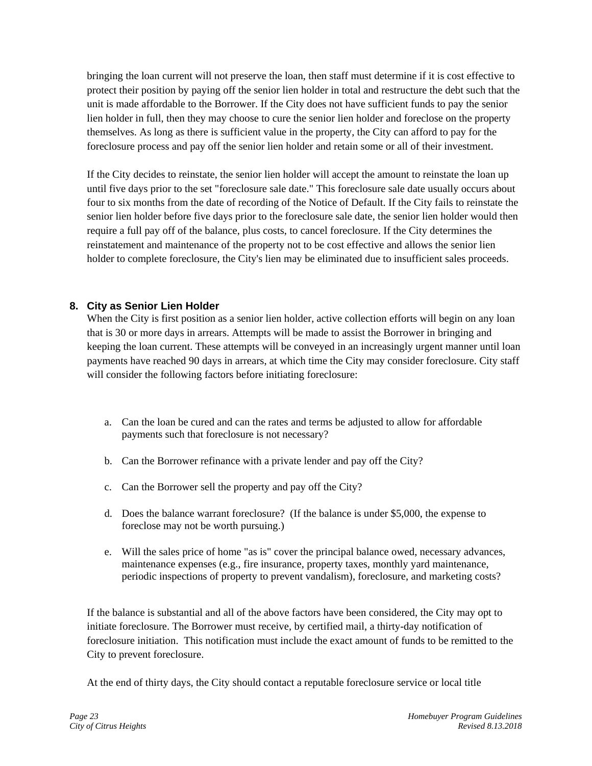bringing the loan current will not preserve the loan, then staff must determine if it is cost effective to protect their position by paying off the senior lien holder in total and restructure the debt such that the unit is made affordable to the Borrower. If the City does not have sufficient funds to pay the senior lien holder in full, then they may choose to cure the senior lien holder and foreclose on the property themselves. As long as there is sufficient value in the property, the City can afford to pay for the foreclosure process and pay off the senior lien holder and retain some or all of their investment.

If the City decides to reinstate, the senior lien holder will accept the amount to reinstate the loan up until five days prior to the set "foreclosure sale date." This foreclosure sale date usually occurs about four to six months from the date of recording of the Notice of Default. If the City fails to reinstate the senior lien holder before five days prior to the foreclosure sale date, the senior lien holder would then require a full pay off of the balance, plus costs, to cancel foreclosure. If the City determines the reinstatement and maintenance of the property not to be cost effective and allows the senior lien holder to complete foreclosure, the City's lien may be eliminated due to insufficient sales proceeds.

### 8. City as Senior Lien Holder

When the City is first position as a senior lien holder, active collection efforts will begin on any loan that is 30 or more days in arrears. Attempts will be made to assist the Borrower in bringing and keeping the loan current. These attempts will be conveyed in an increasingly urgent manner until loan payments have reached 90 days in arrears, at which time the City may consider foreclosure. City staff will consider the following factors before initiating foreclosure:

a. Can the loan be cured and can the rates and terms be adjusted to allow for affordable payments such that foreclosure is not necessary?

b. Can the Borrower refinance with a private lender and pay off the City?

c. Can the Borrower sell the property and pay off the City?

d. Does the balance warrant foreclosure? (If the balance is under $5,000, the expense to foreclose may not be worth pursuing.)

e. Will the sales price of home "as is" cover the principal balance owed, necessary advances, maintenance expenses (e.g., fire insurance, property taxes, monthly yard maintenance, periodic inspections of property to prevent vandalism), foreclosure, and marketing costs?

If the balance is substantial and all of the above factors have been considered, the City may opt to initiate foreclosure. The Borrower must receive, by certified mail, a thirty-day notification of foreclosure initiation. This notification must include the exact amount of funds to be remitted to the City to prevent foreclosure.

At the end of thirty days, the City should contact a reputable foreclosure service or local title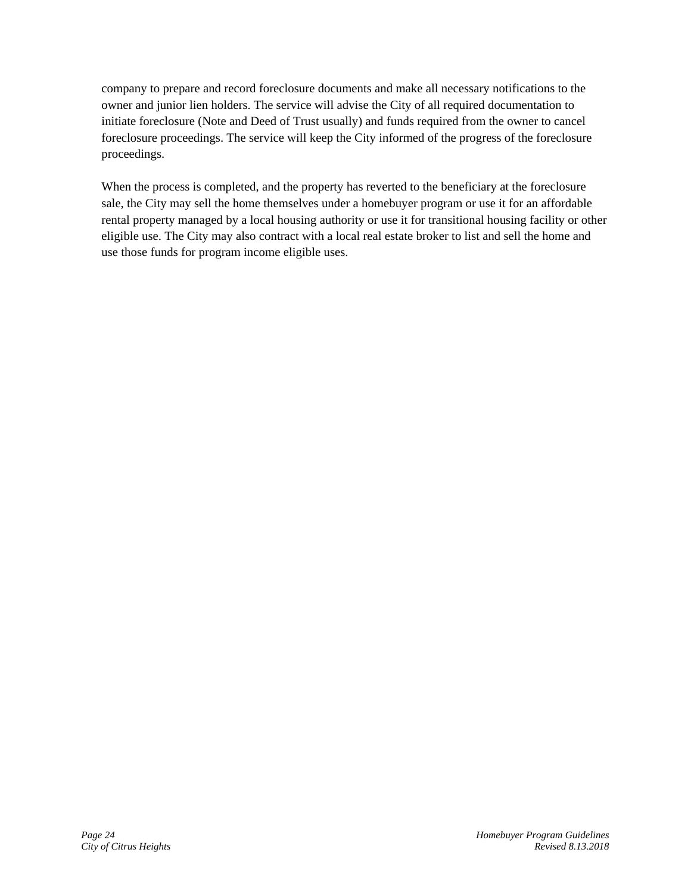company to prepare and record foreclosure documents and make all necessary notifications to the owner and junior lien holders. The service will advise the City of all required documentation to initiate foreclosure (Note and Deed of Trust usually) and funds required from the owner to cancel foreclosure proceedings. The service will keep the City informed of the progress of the foreclosure proceedings.

When the process is completed, and the property has reverted to the beneficiary at the foreclosure sale, the City may sell the home themselves under a homebuyer program or use it for an affordable rental property managed by a local housing authority or use it for transitional housing facility or other eligible use. The City may also contract with a local real estate broker to list and sell the home and use those funds for program income eligible uses.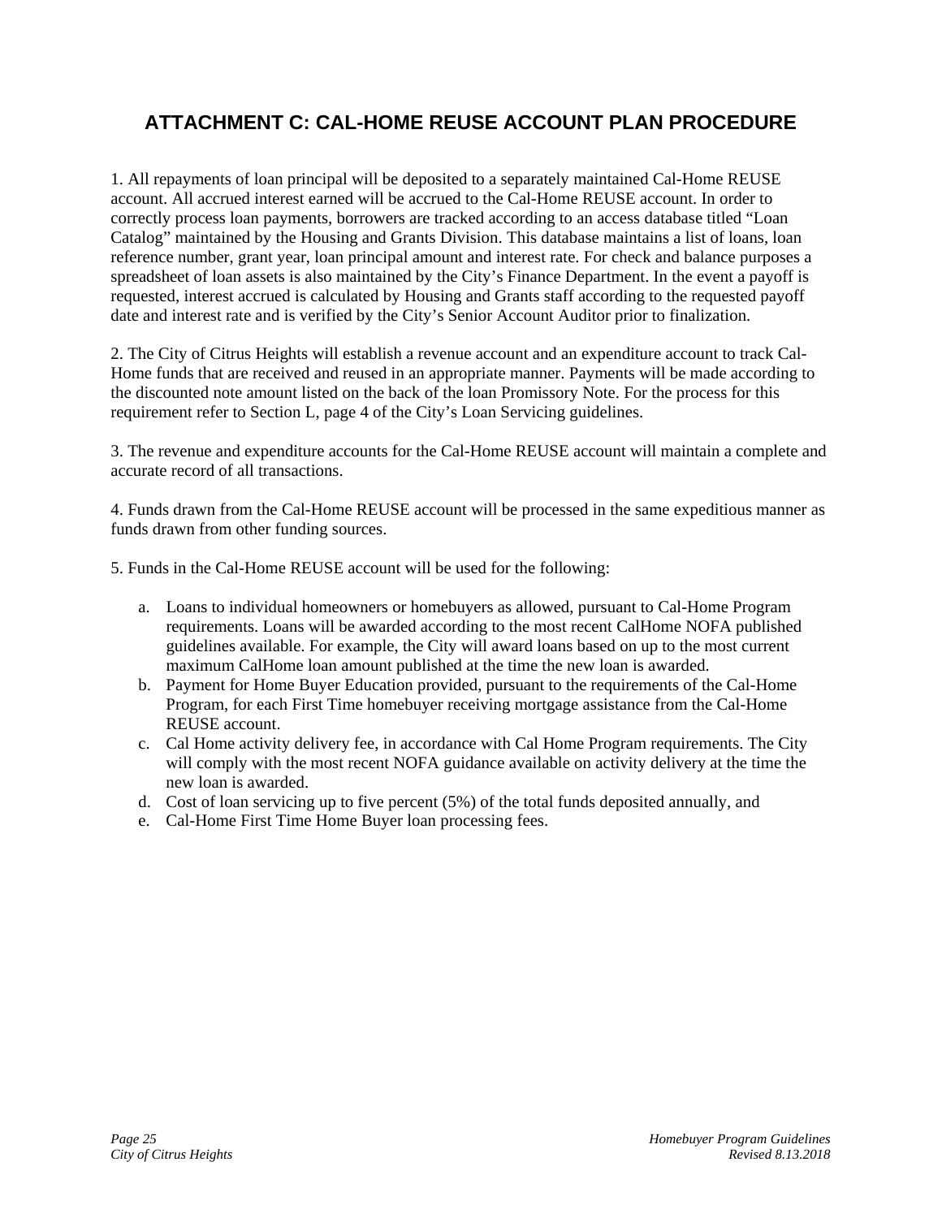# ATTACHMENT C: CAL-HOME REUSE ACCOUNT PLAN PROCEDURE

1. All repayments of loan principal will be deposited to a separately maintained Cal-Home REUSE account. All accrued interest earned will be accrued to the Cal-Home REUSE account. In order to correctly process loan payments, borrowers are tracked according to an access database titled "Loan Catalog" maintained by the Housing and Grants Division. This database maintains a list of loans, loan reference number, grant year, loan principal amount and interest rate. For check and balance purposes a spreadsheet of loan assets is also maintained by the City's Finance Department. In the event a payoff is requested, interest accrued is calculated by Housing and Grants staff according to the requested payoff date and interest rate and is verified by the City's Senior Account Auditor prior to finalization.

2. The City of Citrus Heights will establish a revenue account and an expenditure account to track Cal-Home funds that are received and reused in an appropriate manner. Payments will be made according to the discounted note amount listed on the back of the loan Promissory Note. For the process for this requirement refer to Section L, page 4 of the City's Loan Servicing guidelines.

3. The revenue and expenditure accounts for the Cal-Home REUSE account will maintain a complete and accurate record of all transactions.

4. Funds drawn from the Cal-Home REUSE account will be processed in the same expeditious manner as funds drawn from other funding sources.

5. Funds in the Cal-Home REUSE account will be used for the following:

   a. Loans to individual homeowners or homebuyers as allowed, pursuant to Cal-Home Program requirements. Loans will be awarded according to the most recent CalHome NOFA published guidelines available. For example, the City will award loans based on up to the most current maximum CalHome loan amount published at the time the new loan is awarded.
   b. Payment for Home Buyer Education provided, pursuant to the requirements of the Cal-Home Program, for each First Time homebuyer receiving mortgage assistance from the Cal-Home REUSE account.
   c. Cal Home activity delivery fee, in accordance with Cal Home Program requirements. The City will comply with the most recent NOFA guidance available on activity delivery at the time the new loan is awarded.
   d. Cost of loan servicing up to five percent (5%) of the total funds deposited annually, and
   e. Cal-Home First Time Home Buyer loan processing fees.